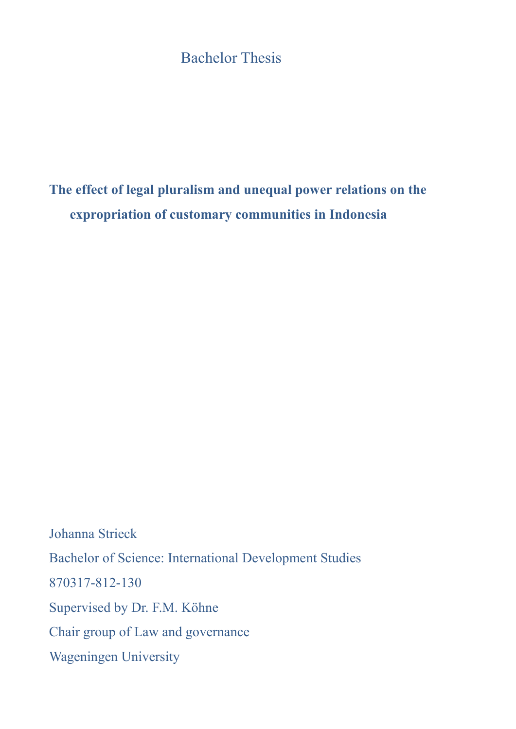Bachelor Thesis

# The effect of legal pluralism and unequal power relations on the expropriation of customary communities in Indonesia

Johanna Strieck

Bachelor of Science: International Development Studies

870317-812-130

Supervised by Dr. F.M. Köhne

Chair group of Law and governance

Wageningen University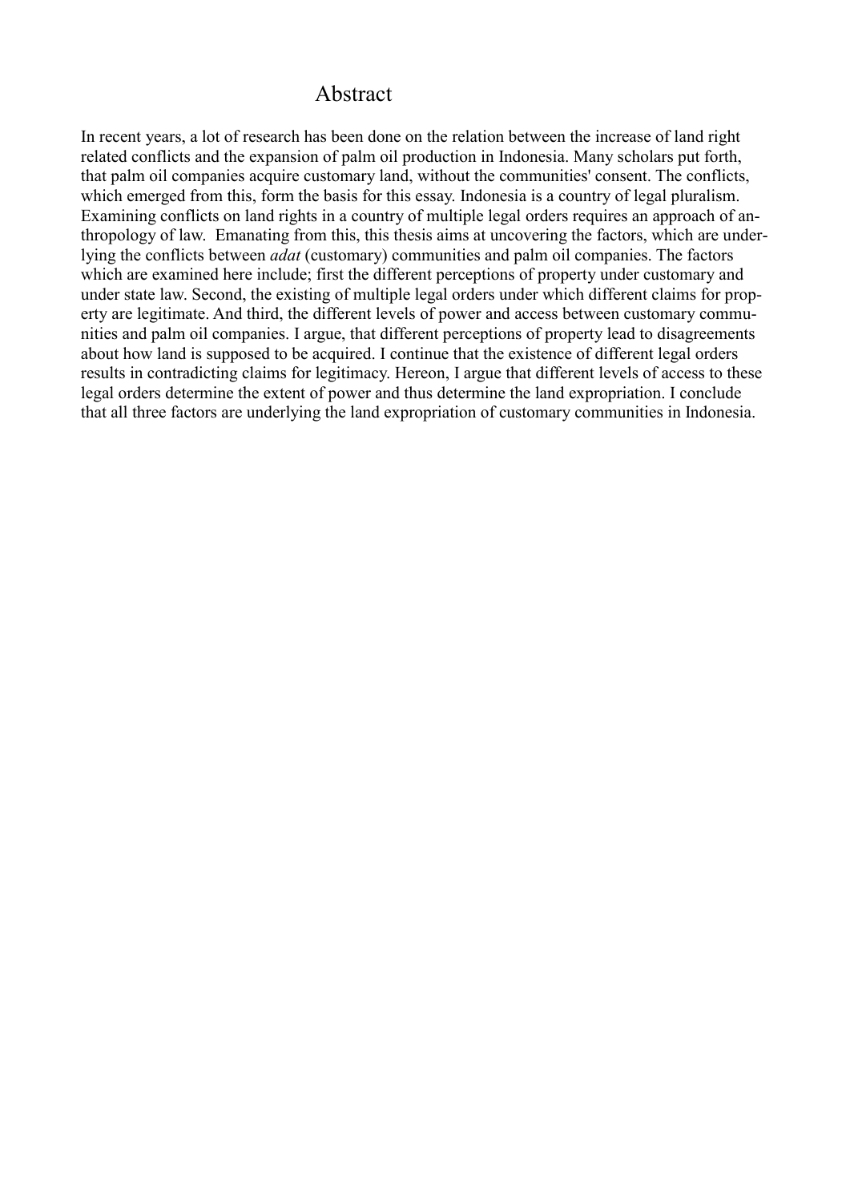# Abstract

In recent years, a lot of research has been done on the relation between the increase of land right related conflicts and the expansion of palm oil production in Indonesia. Many scholars put forth, that palm oil companies acquire customary land, without the communities' consent. The conflicts, which emerged from this, form the basis for this essay. Indonesia is a country of legal pluralism. Examining conflicts on land rights in a country of multiple legal orders requires an approach of anthropology of law. Emanating from this, this thesis aims at uncovering the factors, which are underlying the conflicts between *adat* (customary) communities and palm oil companies. The factors which are examined here include; first the different perceptions of property under customary and under state law. Second, the existing of multiple legal orders under which different claims for property are legitimate. And third, the different levels of power and access between customary communities and palm oil companies. I argue, that different perceptions of property lead to disagreements about how land is supposed to be acquired. I continue that the existence of different legal orders results in contradicting claims for legitimacy. Hereon, I argue that different levels of access to these legal orders determine the extent of power and thus determine the land expropriation. I conclude that all three factors are underlying the land expropriation of customary communities in Indonesia.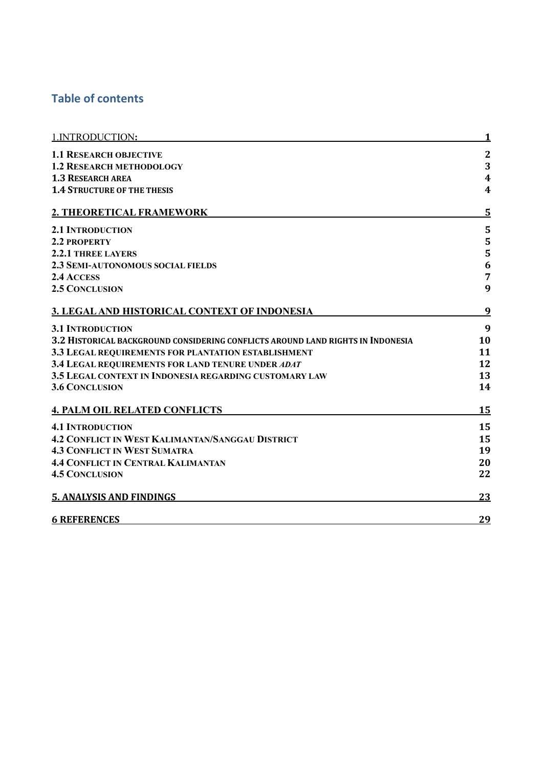## Table of contents

| | |
|---|---|
| 1.INTRODUCTION: | 1 |
| **1.1 RESEARCH OBJECTIVE** | 2 |
| **1.2 RESEARCH METHODOLOGY** | 3 |
| **1.3 RESEARCH AREA** | 4 |
| **1.4 STRUCTURE OF THE THESIS** | 4 |
| **2. THEORETICAL FRAMEWORK** | 5 |
| **2.1 INTRODUCTION** | 5 |
| **2.2 PROPERTY** | 5 |
| **2.2.1 THREE LAYERS** | 5 |
| **2.3 SEMI-AUTONOMOUS SOCIAL FIELDS** | 6 |
| **2.4 ACCESS** | 7 |
| **2.5 CONCLUSION** | 9 |
| **3. LEGAL AND HISTORICAL CONTEXT OF INDONESIA** | 9 |
| **3.1 INTRODUCTION** | 9 |
| **3.2 HISTORICAL BACKGROUND CONSIDERING CONFLICTS AROUND LAND RIGHTS IN INDONESIA** | 10 |
| **3.3 LEGAL REQUIREMENTS FOR PLANTATION ESTABLISHMENT** | 11 |
| **3.4 LEGAL REQUIREMENTS FOR LAND TENURE UNDER *ADAT*** | 12 |
| **3.5 LEGAL CONTEXT IN INDONESIA REGARDING CUSTOMARY LAW** | 13 |
| **3.6 CONCLUSION** | 14 |
| **4. PALM OIL RELATED CONFLICTS** | 15 |
| **4.1 INTRODUCTION** | 15 |
| **4.2 CONFLICT IN WEST KALIMANTAN/SANGGAU DISTRICT** | 15 |
| **4.3 CONFLICT IN WEST SUMATRA** | 19 |
| **4.4 CONFLICT IN CENTRAL KALIMANTAN** | 20 |
| **4.5 CONCLUSION** | 22 |
| **5. ANALYSIS AND FINDINGS** | 23 |
| **6 REFERENCES** | 29 |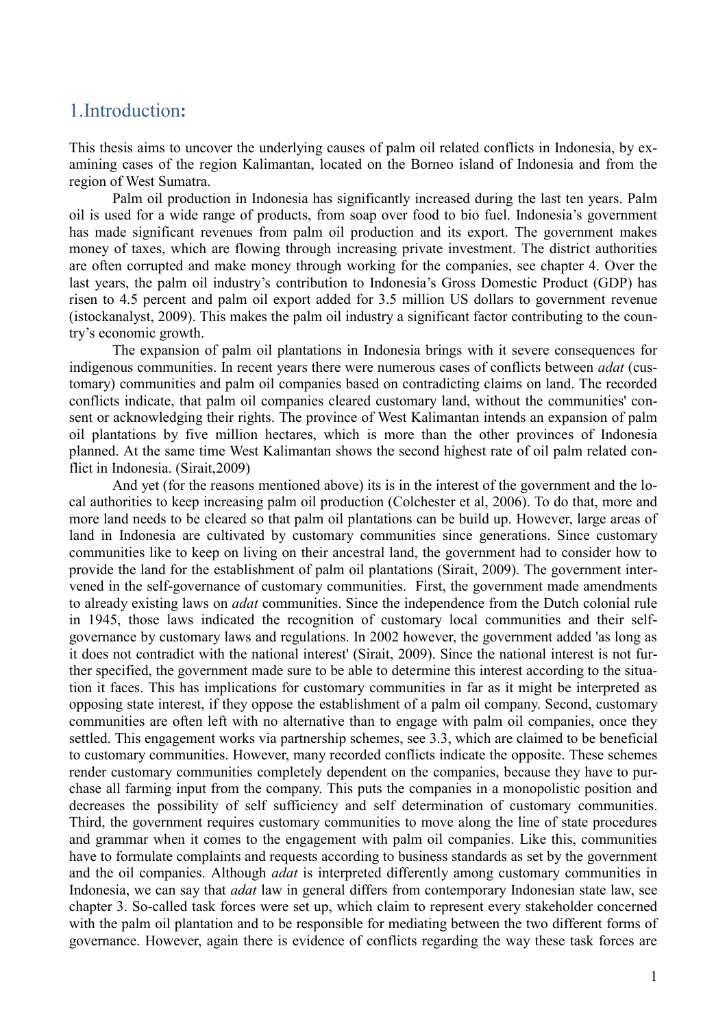# 1.Introduction:

This thesis aims to uncover the underlying causes of palm oil related conflicts in Indonesia, by examining cases of the region Kalimantan, located on the Borneo island of Indonesia and from the region of West Sumatra.

Palm oil production in Indonesia has significantly increased during the last ten years. Palm oil is used for a wide range of products, from soap over food to bio fuel. Indonesia's government has made significant revenues from palm oil production and its export. The government makes money of taxes, which are flowing through increasing private investment. The district authorities are often corrupted and make money through working for the companies, see chapter 4. Over the last years, the palm oil industry's contribution to Indonesia's Gross Domestic Product (GDP) has risen to 4.5 percent and palm oil export added for 3.5 million US dollars to government revenue (istockanalyst, 2009). This makes the palm oil industry a significant factor contributing to the country's economic growth.

The expansion of palm oil plantations in Indonesia brings with it severe consequences for indigenous communities. In recent years there were numerous cases of conflicts between *adat* (customary) communities and palm oil companies based on contradicting claims on land. The recorded conflicts indicate, that palm oil companies cleared customary land, without the communities' consent or acknowledging their rights. The province of West Kalimantan intends an expansion of palm oil plantations by five million hectares, which is more than the other provinces of Indonesia planned. At the same time West Kalimantan shows the second highest rate of oil palm related conflict in Indonesia. (Sirait,2009)

And yet (for the reasons mentioned above) its is in the interest of the government and the local authorities to keep increasing palm oil production (Colchester et al, 2006). To do that, more and more land needs to be cleared so that palm oil plantations can be build up. However, large areas of land in Indonesia are cultivated by customary communities since generations. Since customary communities like to keep on living on their ancestral land, the government had to consider how to provide the land for the establishment of palm oil plantations (Sirait, 2009). The government intervened in the self-governance of customary communities. First, the government made amendments to already existing laws on *adat* communities. Since the independence from the Dutch colonial rule in 1945, those laws indicated the recognition of customary local communities and their self-governance by customary laws and regulations. In 2002 however, the government added 'as long as it does not contradict with the national interest' (Sirait, 2009). Since the national interest is not further specified, the government made sure to be able to determine this interest according to the situation it faces. This has implications for customary communities in far as it might be interpreted as opposing state interest, if they oppose the establishment of a palm oil company. Second, customary communities are often left with no alternative than to engage with palm oil companies, once they settled. This engagement works via partnership schemes, see 3.3, which are claimed to be beneficial to customary communities. However, many recorded conflicts indicate the opposite. These schemes render customary communities completely dependent on the companies, because they have to purchase all farming input from the company. This puts the companies in a monopolistic position and decreases the possibility of self sufficiency and self determination of customary communities. Third, the government requires customary communities to move along the line of state procedures and grammar when it comes to the engagement with palm oil companies. Like this, communities have to formulate complaints and requests according to business standards as set by the government and the oil companies. Although *adat* is interpreted differently among customary communities in Indonesia, we can say that *adat* law in general differs from contemporary Indonesian state law, see chapter 3. So-called task forces were set up, which claim to represent every stakeholder concerned with the palm oil plantation and to be responsible for mediating between the two different forms of governance. However, again there is evidence of conflicts regarding the way these task forces are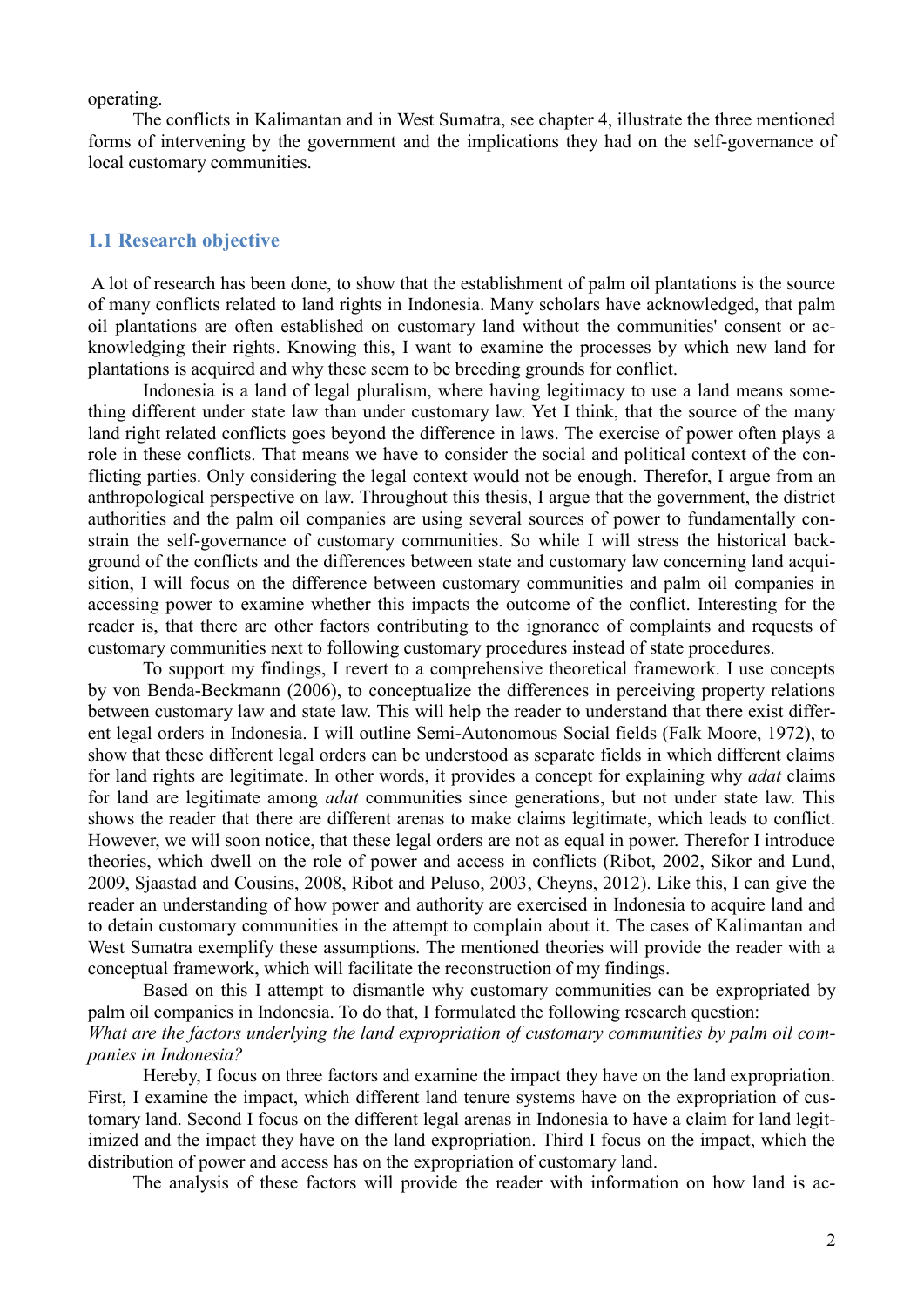operating.

The conflicts in Kalimantan and in West Sumatra, see chapter 4, illustrate the three mentioned forms of intervening by the government and the implications they had on the self-governance of local customary communities.

## 1.1 Research objective

A lot of research has been done, to show that the establishment of palm oil plantations is the source of many conflicts related to land rights in Indonesia. Many scholars have acknowledged, that palm oil plantations are often established on customary land without the communities' consent or acknowledging their rights. Knowing this, I want to examine the processes by which new land for plantations is acquired and why these seem to be breeding grounds for conflict.

Indonesia is a land of legal pluralism, where having legitimacy to use a land means something different under state law than under customary law. Yet I think, that the source of the many land right related conflicts goes beyond the difference in laws. The exercise of power often plays a role in these conflicts. That means we have to consider the social and political context of the conflicting parties. Only considering the legal context would not be enough. Therefor, I argue from an anthropological perspective on law. Throughout this thesis, I argue that the government, the district authorities and the palm oil companies are using several sources of power to fundamentally constrain the self-governance of customary communities. So while I will stress the historical background of the conflicts and the differences between state and customary law concerning land acquisition, I will focus on the difference between customary communities and palm oil companies in accessing power to examine whether this impacts the outcome of the conflict. Interesting for the reader is, that there are other factors contributing to the ignorance of complaints and requests of customary communities next to following customary procedures instead of state procedures.

To support my findings, I revert to a comprehensive theoretical framework. I use concepts by von Benda-Beckmann (2006), to conceptualize the differences in perceiving property relations between customary law and state law. This will help the reader to understand that there exist different legal orders in Indonesia. I will outline Semi-Autonomous Social fields (Falk Moore, 1972), to show that these different legal orders can be understood as separate fields in which different claims for land rights are legitimate. In other words, it provides a concept for explaining why *adat* claims for land are legitimate among *adat* communities since generations, but not under state law. This shows the reader that there are different arenas to make claims legitimate, which leads to conflict. However, we will soon notice, that these legal orders are not as equal in power. Therefor I introduce theories, which dwell on the role of power and access in conflicts (Ribot, 2002, Sikor and Lund, 2009, Sjaastad and Cousins, 2008, Ribot and Peluso, 2003, Cheyns, 2012). Like this, I can give the reader an understanding of how power and authority are exercised in Indonesia to acquire land and to detain customary communities in the attempt to complain about it. The cases of Kalimantan and West Sumatra exemplify these assumptions. The mentioned theories will provide the reader with a conceptual framework, which will facilitate the reconstruction of my findings.

Based on this I attempt to dismantle why customary communities can be expropriated by palm oil companies in Indonesia. To do that, I formulated the following research question:

*What are the factors underlying the land expropriation of customary communities by palm oil companies in Indonesia?*

Hereby, I focus on three factors and examine the impact they have on the land expropriation. First, I examine the impact, which different land tenure systems have on the expropriation of customary land. Second I focus on the different legal arenas in Indonesia to have a claim for land legitimized and the impact they have on the land expropriation. Third I focus on the impact, which the distribution of power and access has on the expropriation of customary land.

The analysis of these factors will provide the reader with information on how land is ac-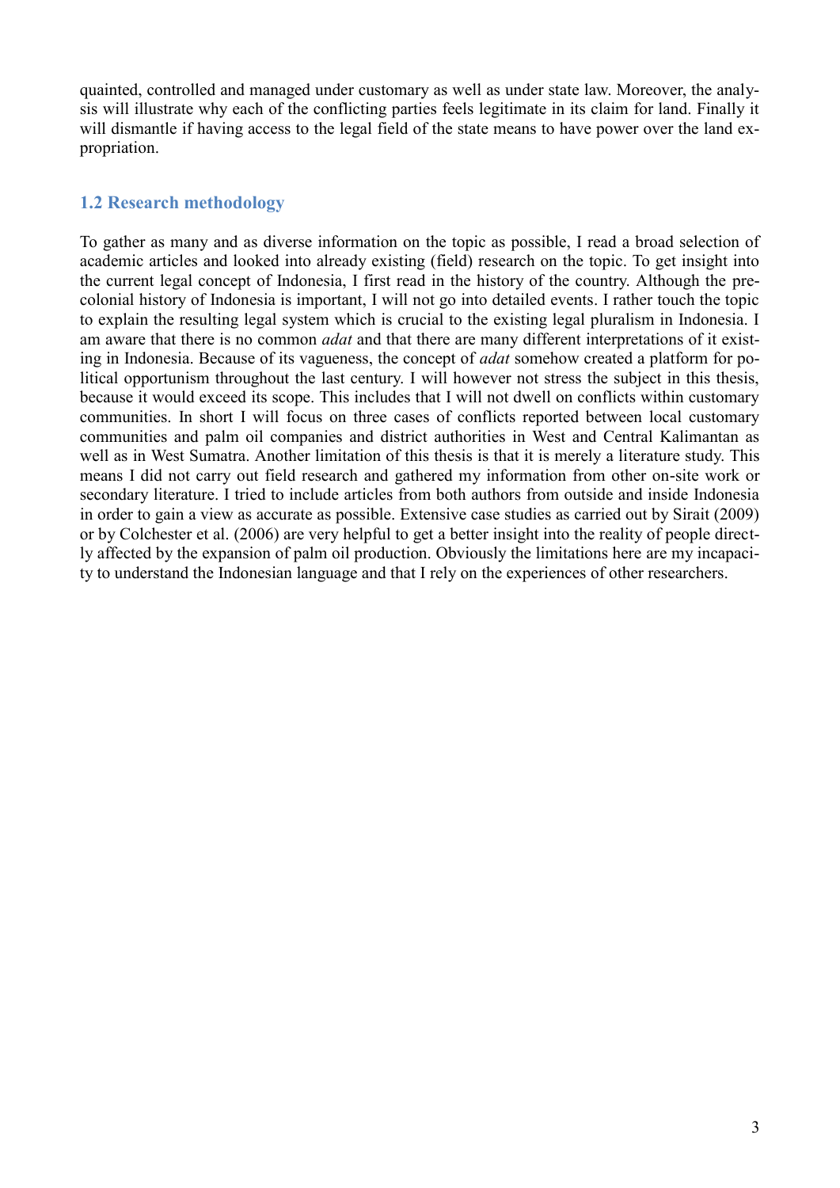quainted, controlled and managed under customary as well as under state law. Moreover, the analysis will illustrate why each of the conflicting parties feels legitimate in its claim for land. Finally it will dismantle if having access to the legal field of the state means to have power over the land expropriation.

### 1.2 Research methodology

To gather as many and as diverse information on the topic as possible, I read a broad selection of academic articles and looked into already existing (field) research on the topic. To get insight into the current legal concept of Indonesia, I first read in the history of the country. Although the precolonial history of Indonesia is important, I will not go into detailed events. I rather touch the topic to explain the resulting legal system which is crucial to the existing legal pluralism in Indonesia. I am aware that there is no common *adat* and that there are many different interpretations of it existing in Indonesia. Because of its vagueness, the concept of *adat* somehow created a platform for political opportunism throughout the last century. I will however not stress the subject in this thesis, because it would exceed its scope. This includes that I will not dwell on conflicts within customary communities. In short I will focus on three cases of conflicts reported between local customary communities and palm oil companies and district authorities in West and Central Kalimantan as well as in West Sumatra. Another limitation of this thesis is that it is merely a literature study. This means I did not carry out field research and gathered my information from other on-site work or secondary literature. I tried to include articles from both authors from outside and inside Indonesia in order to gain a view as accurate as possible. Extensive case studies as carried out by Sirait (2009) or by Colchester et al. (2006) are very helpful to get a better insight into the reality of people directly affected by the expansion of palm oil production. Obviously the limitations here are my incapacity to understand the Indonesian language and that I rely on the experiences of other researchers.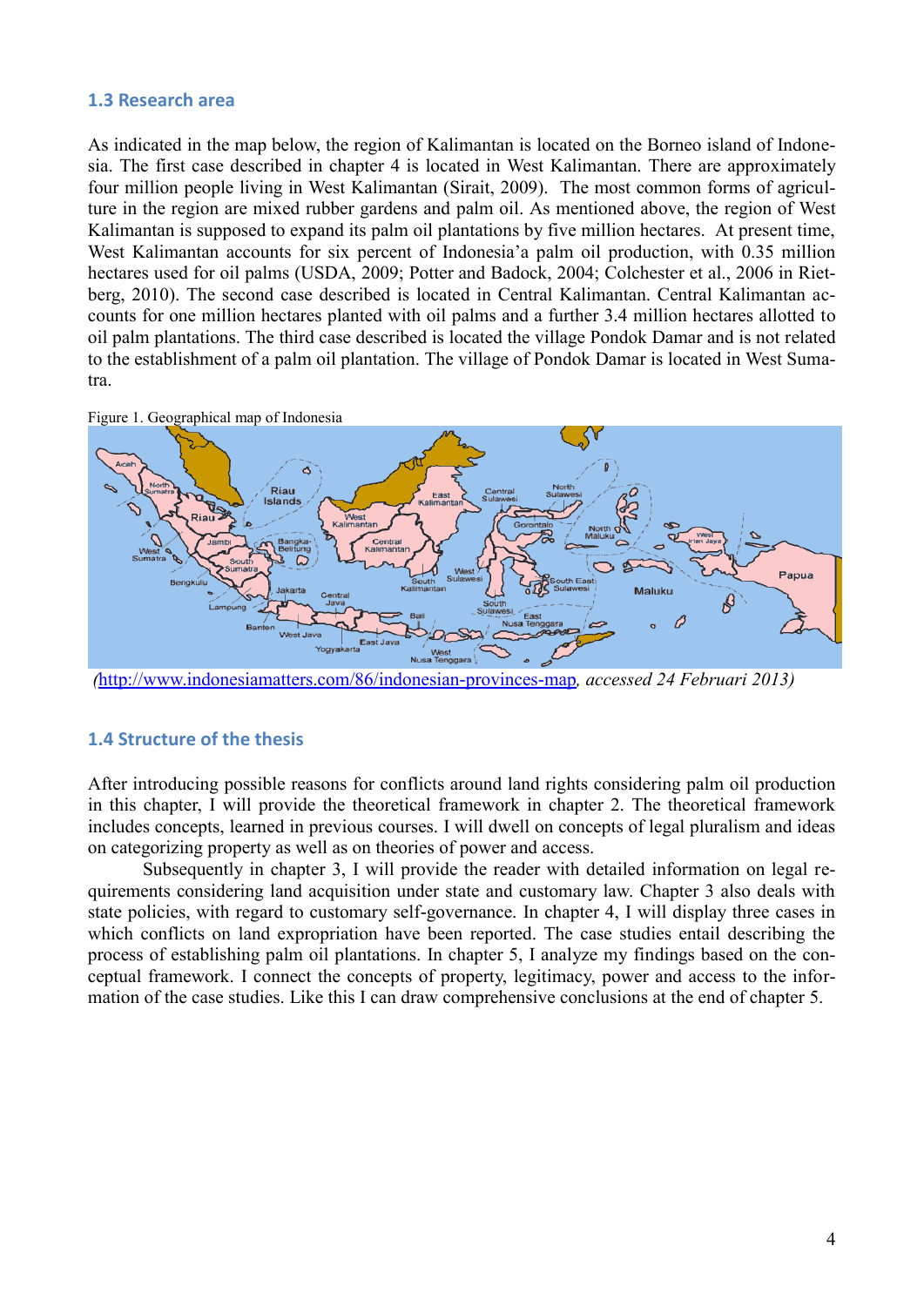## 1.3 Research area

As indicated in the map below, the region of Kalimantan is located on the Borneo island of Indonesia. The first case described in chapter 4 is located in West Kalimantan. There are approximately four million people living in West Kalimantan (Sirait, 2009). The most common forms of agriculture in the region are mixed rubber gardens and palm oil. As mentioned above, the region of West Kalimantan is supposed to expand its palm oil plantations by five million hectares. At present time, West Kalimantan accounts for six percent of Indonesia'a palm oil production, with 0.35 million hectares used for oil palms (USDA, 2009; Potter and Badock, 2004; Colchester et al., 2006 in Rietberg, 2010). The second case described is located in Central Kalimantan. Central Kalimantan accounts for one million hectares planted with oil palms and a further 3.4 million hectares allotted to oil palm plantations. The third case described is located the village Pondok Damar and is not related to the establishment of a palm oil plantation. The village of Pondok Damar is located in West Sumatra.

Figure 1. Geographical map of Indonesia

*(http://www.indonesiamatters.com/86/indonesian-provinces-map, accessed 24 Februari 2013)*

## 1.4 Structure of the thesis

After introducing possible reasons for conflicts around land rights considering palm oil production in this chapter, I will provide the theoretical framework in chapter 2. The theoretical framework includes concepts, learned in previous courses. I will dwell on concepts of legal pluralism and ideas on categorizing property as well as on theories of power and access.

Subsequently in chapter 3, I will provide the reader with detailed information on legal requirements considering land acquisition under state and customary law. Chapter 3 also deals with state policies, with regard to customary self-governance. In chapter 4, I will display three cases in which conflicts on land expropriation have been reported. The case studies entail describing the process of establishing palm oil plantations. In chapter 5, I analyze my findings based on the conceptual framework. I connect the concepts of property, legitimacy, power and access to the information of the case studies. Like this I can draw comprehensive conclusions at the end of chapter 5.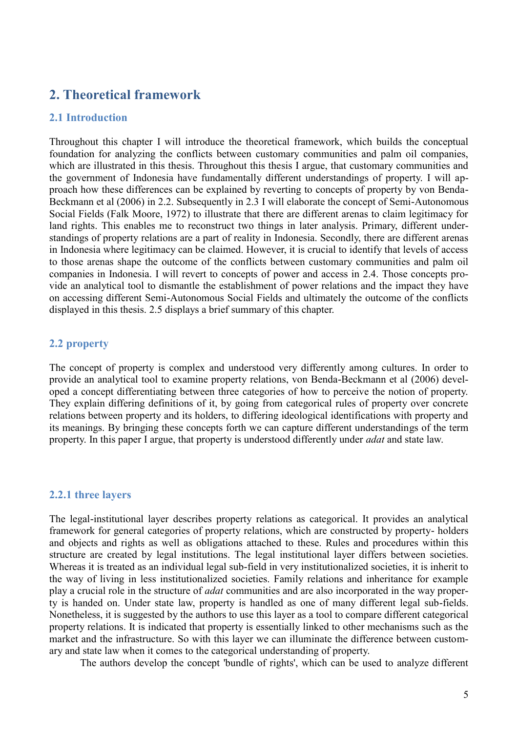# 2. Theoretical framework

## 2.1 Introduction

Throughout this chapter I will introduce the theoretical framework, which builds the conceptual foundation for analyzing the conflicts between customary communities and palm oil companies, which are illustrated in this thesis. Throughout this thesis I argue, that customary communities and the government of Indonesia have fundamentally different understandings of property. I will approach how these differences can be explained by reverting to concepts of property by von Benda-Beckmann et al (2006) in 2.2. Subsequently in 2.3 I will elaborate the concept of Semi-Autonomous Social Fields (Falk Moore, 1972) to illustrate that there are different arenas to claim legitimacy for land rights. This enables me to reconstruct two things in later analysis. Primary, different understandings of property relations are a part of reality in Indonesia. Secondly, there are different arenas in Indonesia where legitimacy can be claimed. However, it is crucial to identify that levels of access to those arenas shape the outcome of the conflicts between customary communities and palm oil companies in Indonesia. I will revert to concepts of power and access in 2.4. Those concepts provide an analytical tool to dismantle the establishment of power relations and the impact they have on accessing different Semi-Autonomous Social Fields and ultimately the outcome of the conflicts displayed in this thesis. 2.5 displays a brief summary of this chapter.

## 2.2 property

The concept of property is complex and understood very differently among cultures. In order to provide an analytical tool to examine property relations, von Benda-Beckmann et al (2006) developed a concept differentiating between three categories of how to perceive the notion of property. They explain differing definitions of it, by going from categorical rules of property over concrete relations between property and its holders, to differing ideological identifications with property and its meanings. By bringing these concepts forth we can capture different understandings of the term property. In this paper I argue, that property is understood differently under *adat* and state law.

### 2.2.1 three layers

The legal-institutional layer describes property relations as categorical. It provides an analytical framework for general categories of property relations, which are constructed by property- holders and objects and rights as well as obligations attached to these. Rules and procedures within this structure are created by legal institutions. The legal institutional layer differs between societies. Whereas it is treated as an individual legal sub-field in very institutionalized societies, it is inherit to the way of living in less institutionalized societies. Family relations and inheritance for example play a crucial role in the structure of *adat* communities and are also incorporated in the way property is handed on. Under state law, property is handled as one of many different legal sub-fields. Nonetheless, it is suggested by the authors to use this layer as a tool to compare different categorical property relations. It is indicated that property is essentially linked to other mechanisms such as the market and the infrastructure. So with this layer we can illuminate the difference between customary and state law when it comes to the categorical understanding of property.

The authors develop the concept 'bundle of rights', which can be used to analyze different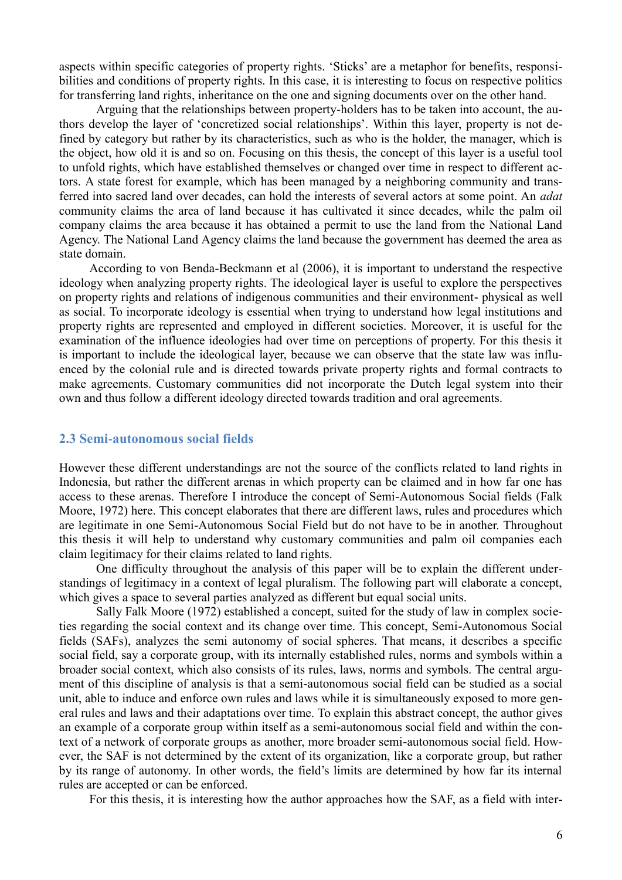aspects within specific categories of property rights. 'Sticks' are a metaphor for benefits, responsibilities and conditions of property rights. In this case, it is interesting to focus on respective politics for transferring land rights, inheritance on the one and signing documents over on the other hand.

Arguing that the relationships between property-holders has to be taken into account, the authors develop the layer of 'concretized social relationships'. Within this layer, property is not defined by category but rather by its characteristics, such as who is the holder, the manager, which is the object, how old it is and so on. Focusing on this thesis, the concept of this layer is a useful tool to unfold rights, which have established themselves or changed over time in respect to different actors. A state forest for example, which has been managed by a neighboring community and transferred into sacred land over decades, can hold the interests of several actors at some point. An *adat* community claims the area of land because it has cultivated it since decades, while the palm oil company claims the area because it has obtained a permit to use the land from the National Land Agency. The National Land Agency claims the land because the government has deemed the area as state domain.

According to von Benda-Beckmann et al (2006), it is important to understand the respective ideology when analyzing property rights. The ideological layer is useful to explore the perspectives on property rights and relations of indigenous communities and their environment- physical as well as social. To incorporate ideology is essential when trying to understand how legal institutions and property rights are represented and employed in different societies. Moreover, it is useful for the examination of the influence ideologies had over time on perceptions of property. For this thesis it is important to include the ideological layer, because we can observe that the state law was influenced by the colonial rule and is directed towards private property rights and formal contracts to make agreements. Customary communities did not incorporate the Dutch legal system into their own and thus follow a different ideology directed towards tradition and oral agreements.

## 2.3 Semi-autonomous social fields

However these different understandings are not the source of the conflicts related to land rights in Indonesia, but rather the different arenas in which property can be claimed and in how far one has access to these arenas. Therefore I introduce the concept of Semi-Autonomous Social fields (Falk Moore, 1972) here. This concept elaborates that there are different laws, rules and procedures which are legitimate in one Semi-Autonomous Social Field but do not have to be in another. Throughout this thesis it will help to understand why customary communities and palm oil companies each claim legitimacy for their claims related to land rights.

One difficulty throughout the analysis of this paper will be to explain the different understandings of legitimacy in a context of legal pluralism. The following part will elaborate a concept, which gives a space to several parties analyzed as different but equal social units.

Sally Falk Moore (1972) established a concept, suited for the study of law in complex societies regarding the social context and its change over time. This concept, Semi-Autonomous Social fields (SAFs), analyzes the semi autonomy of social spheres. That means, it describes a specific social field, say a corporate group, with its internally established rules, norms and symbols within a broader social context, which also consists of its rules, laws, norms and symbols. The central argument of this discipline of analysis is that a semi-autonomous social field can be studied as a social unit, able to induce and enforce own rules and laws while it is simultaneously exposed to more general rules and laws and their adaptations over time. To explain this abstract concept, the author gives an example of a corporate group within itself as a semi-autonomous social field and within the context of a network of corporate groups as another, more broader semi-autonomous social field. However, the SAF is not determined by the extent of its organization, like a corporate group, but rather by its range of autonomy. In other words, the field's limits are determined by how far its internal rules are accepted or can be enforced.

For this thesis, it is interesting how the author approaches how the SAF, as a field with inter-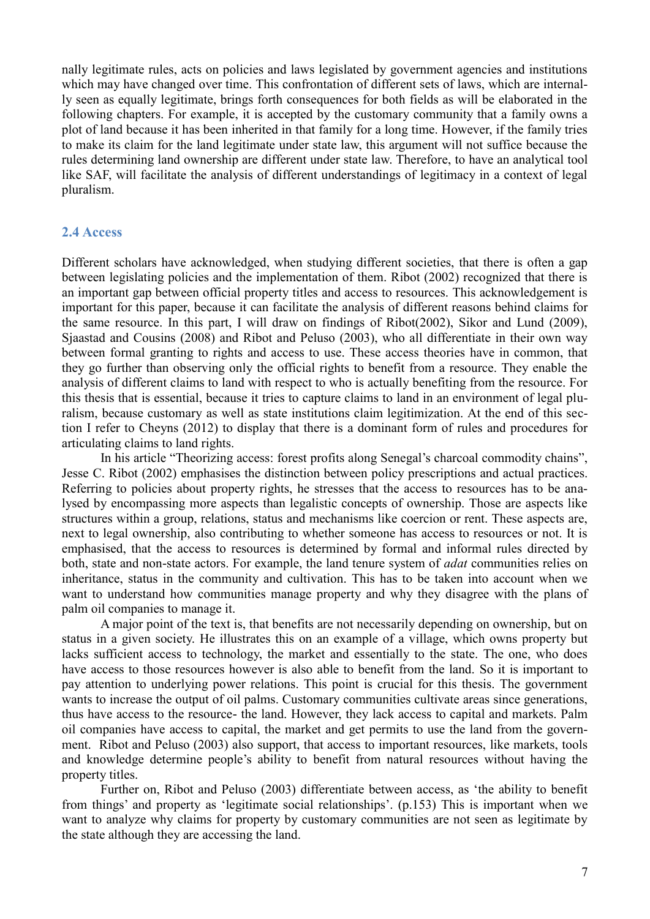nally legitimate rules, acts on policies and laws legislated by government agencies and institutions which may have changed over time. This confrontation of different sets of laws, which are internally seen as equally legitimate, brings forth consequences for both fields as will be elaborated in the following chapters. For example, it is accepted by the customary community that a family owns a plot of land because it has been inherited in that family for a long time. However, if the family tries to make its claim for the land legitimate under state law, this argument will not suffice because the rules determining land ownership are different under state law. Therefore, to have an analytical tool like SAF, will facilitate the analysis of different understandings of legitimacy in a context of legal pluralism.

## 2.4 Access

Different scholars have acknowledged, when studying different societies, that there is often a gap between legislating policies and the implementation of them. Ribot (2002) recognized that there is an important gap between official property titles and access to resources. This acknowledgement is important for this paper, because it can facilitate the analysis of different reasons behind claims for the same resource. In this part, I will draw on findings of Ribot(2002), Sikor and Lund (2009), Sjaastad and Cousins (2008) and Ribot and Peluso (2003), who all differentiate in their own way between formal granting to rights and access to use. These access theories have in common, that they go further than observing only the official rights to benefit from a resource. They enable the analysis of different claims to land with respect to who is actually benefiting from the resource. For this thesis that is essential, because it tries to capture claims to land in an environment of legal pluralism, because customary as well as state institutions claim legitimization. At the end of this section I refer to Cheyns (2012) to display that there is a dominant form of rules and procedures for articulating claims to land rights.

In his article "Theorizing access: forest profits along Senegal's charcoal commodity chains", Jesse C. Ribot (2002) emphasises the distinction between policy prescriptions and actual practices. Referring to policies about property rights, he stresses that the access to resources has to be analysed by encompassing more aspects than legalistic concepts of ownership. Those are aspects like structures within a group, relations, status and mechanisms like coercion or rent. These aspects are, next to legal ownership, also contributing to whether someone has access to resources or not. It is emphasised, that the access to resources is determined by formal and informal rules directed by both, state and non-state actors. For example, the land tenure system of *adat* communities relies on inheritance, status in the community and cultivation. This has to be taken into account when we want to understand how communities manage property and why they disagree with the plans of palm oil companies to manage it.

A major point of the text is, that benefits are not necessarily depending on ownership, but on status in a given society. He illustrates this on an example of a village, which owns property but lacks sufficient access to technology, the market and essentially to the state. The one, who does have access to those resources however is also able to benefit from the land. So it is important to pay attention to underlying power relations. This point is crucial for this thesis. The government wants to increase the output of oil palms. Customary communities cultivate areas since generations, thus have access to the resource- the land. However, they lack access to capital and markets. Palm oil companies have access to capital, the market and get permits to use the land from the government. Ribot and Peluso (2003) also support, that access to important resources, like markets, tools and knowledge determine people's ability to benefit from natural resources without having the property titles.

Further on, Ribot and Peluso (2003) differentiate between access, as 'the ability to benefit from things' and property as 'legitimate social relationships'. (p.153) This is important when we want to analyze why claims for property by customary communities are not seen as legitimate by the state although they are accessing the land.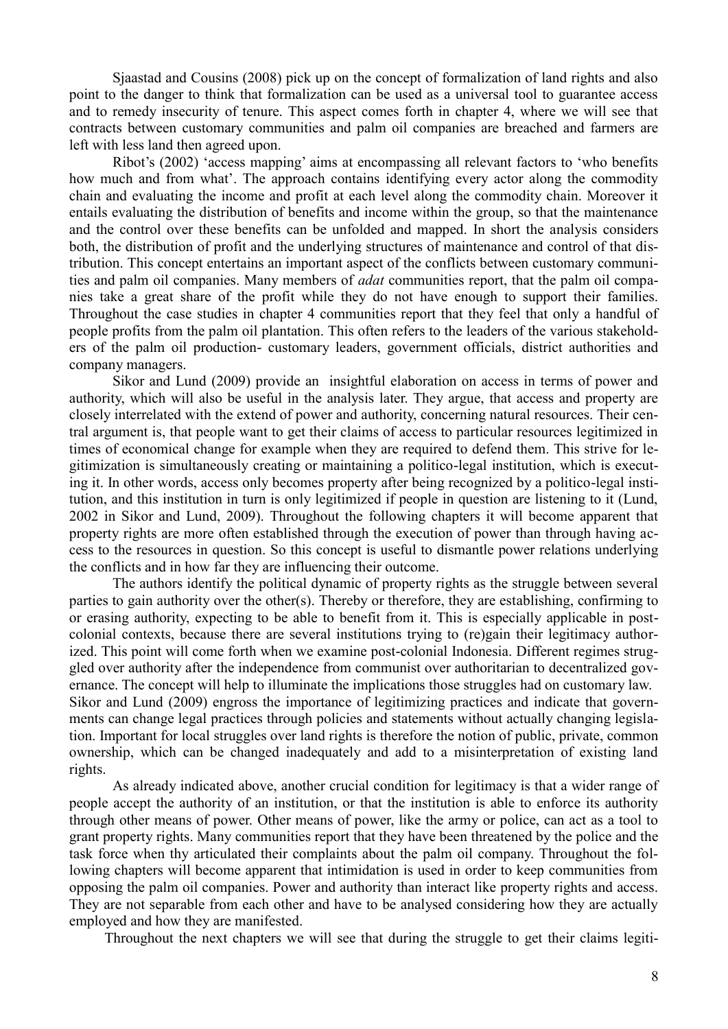Sjaastad and Cousins (2008) pick up on the concept of formalization of land rights and also point to the danger to think that formalization can be used as a universal tool to guarantee access and to remedy insecurity of tenure. This aspect comes forth in chapter 4, where we will see that contracts between customary communities and palm oil companies are breached and farmers are left with less land then agreed upon.

Ribot's (2002) 'access mapping' aims at encompassing all relevant factors to 'who benefits how much and from what'. The approach contains identifying every actor along the commodity chain and evaluating the income and profit at each level along the commodity chain. Moreover it entails evaluating the distribution of benefits and income within the group, so that the maintenance and the control over these benefits can be unfolded and mapped. In short the analysis considers both, the distribution of profit and the underlying structures of maintenance and control of that distribution. This concept entertains an important aspect of the conflicts between customary communities and palm oil companies. Many members of *adat* communities report, that the palm oil companies take a great share of the profit while they do not have enough to support their families. Throughout the case studies in chapter 4 communities report that they feel that only a handful of people profits from the palm oil plantation. This often refers to the leaders of the various stakeholders of the palm oil production- customary leaders, government officials, district authorities and company managers.

Sikor and Lund (2009) provide an insightful elaboration on access in terms of power and authority, which will also be useful in the analysis later. They argue, that access and property are closely interrelated with the extend of power and authority, concerning natural resources. Their central argument is, that people want to get their claims of access to particular resources legitimized in times of economical change for example when they are required to defend them. This strive for legitimization is simultaneously creating or maintaining a politico-legal institution, which is executing it. In other words, access only becomes property after being recognized by a politico-legal institution, and this institution in turn is only legitimized if people in question are listening to it (Lund, 2002 in Sikor and Lund, 2009). Throughout the following chapters it will become apparent that property rights are more often established through the execution of power than through having access to the resources in question. So this concept is useful to dismantle power relations underlying the conflicts and in how far they are influencing their outcome.

The authors identify the political dynamic of property rights as the struggle between several parties to gain authority over the other(s). Thereby or therefore, they are establishing, confirming to or erasing authority, expecting to be able to benefit from it. This is especially applicable in post-colonial contexts, because there are several institutions trying to (re)gain their legitimacy authorized. This point will come forth when we examine post-colonial Indonesia. Different regimes struggled over authority after the independence from communist over authoritarian to decentralized governance. The concept will help to illuminate the implications those struggles had on customary law.
Sikor and Lund (2009) engross the importance of legitimizing practices and indicate that governments can change legal practices through policies and statements without actually changing legislation. Important for local struggles over land rights is therefore the notion of public, private, common ownership, which can be changed inadequately and add to a misinterpretation of existing land rights.

As already indicated above, another crucial condition for legitimacy is that a wider range of people accept the authority of an institution, or that the institution is able to enforce its authority through other means of power. Other means of power, like the army or police, can act as a tool to grant property rights. Many communities report that they have been threatened by the police and the task force when thy articulated their complaints about the palm oil company. Throughout the following chapters will become apparent that intimidation is used in order to keep communities from opposing the palm oil companies. Power and authority than interact like property rights and access. They are not separable from each other and have to be analysed considering how they are actually employed and how they are manifested.

Throughout the next chapters we will see that during the struggle to get their claims legiti-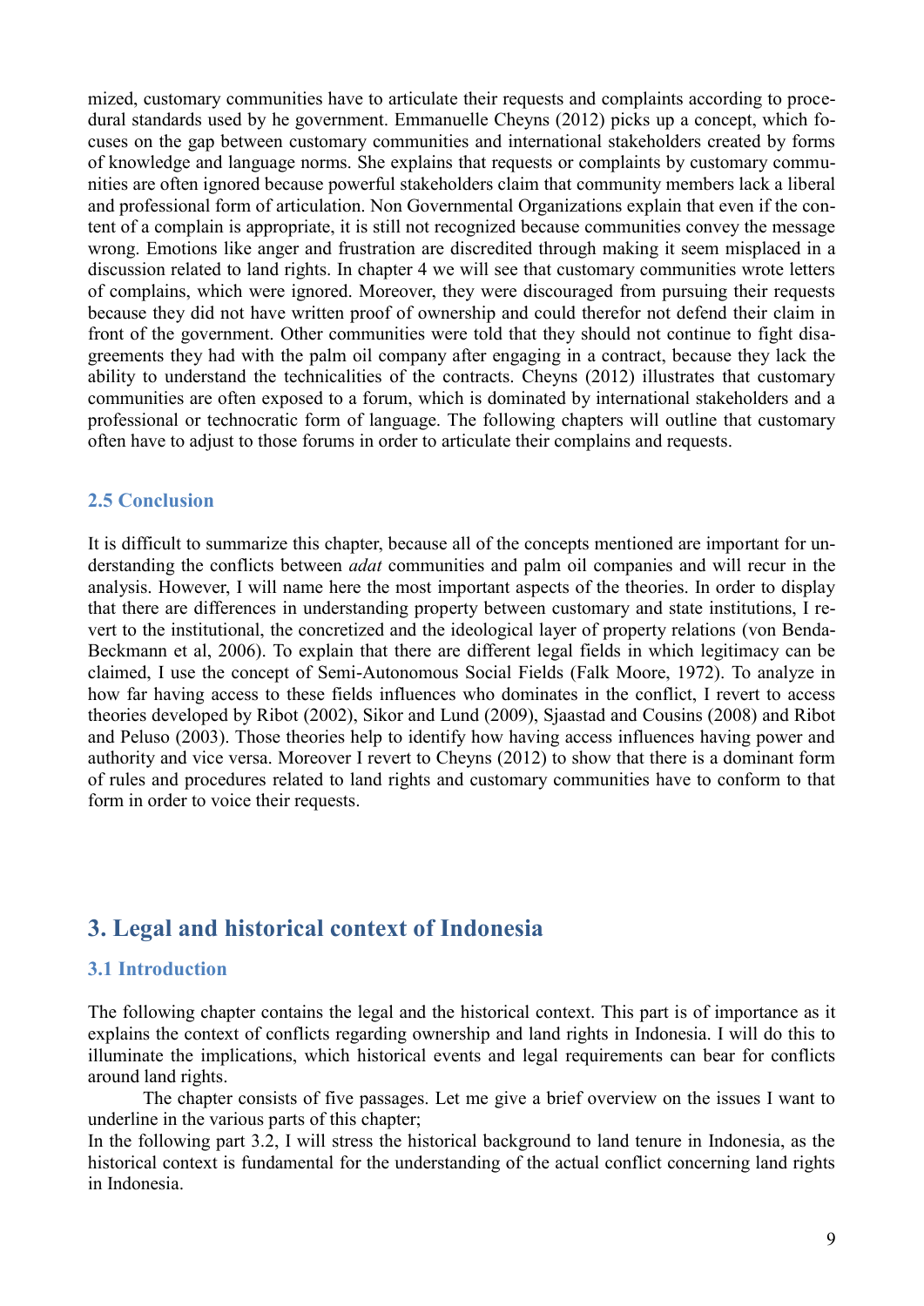mized, customary communities have to articulate their requests and complaints according to procedural standards used by he government. Emmanuelle Cheyns (2012) picks up a concept, which focuses on the gap between customary communities and international stakeholders created by forms of knowledge and language norms. She explains that requests or complaints by customary communities are often ignored because powerful stakeholders claim that community members lack a liberal and professional form of articulation. Non Governmental Organizations explain that even if the content of a complain is appropriate, it is still not recognized because communities convey the message wrong. Emotions like anger and frustration are discredited through making it seem misplaced in a discussion related to land rights. In chapter 4 we will see that customary communities wrote letters of complains, which were ignored. Moreover, they were discouraged from pursuing their requests because they did not have written proof of ownership and could therefor not defend their claim in front of the government. Other communities were told that they should not continue to fight disagreements they had with the palm oil company after engaging in a contract, because they lack the ability to understand the technicalities of the contracts. Cheyns (2012) illustrates that customary communities are often exposed to a forum, which is dominated by international stakeholders and a professional or technocratic form of language. The following chapters will outline that customary often have to adjust to those forums in order to articulate their complains and requests.

### 2.5 Conclusion

It is difficult to summarize this chapter, because all of the concepts mentioned are important for understanding the conflicts between *adat* communities and palm oil companies and will recur in the analysis. However, I will name here the most important aspects of the theories. In order to display that there are differences in understanding property between customary and state institutions, I revert to the institutional, the concretized and the ideological layer of property relations (von Benda-Beckmann et al, 2006). To explain that there are different legal fields in which legitimacy can be claimed, I use the concept of Semi-Autonomous Social Fields (Falk Moore, 1972). To analyze in how far having access to these fields influences who dominates in the conflict, I revert to access theories developed by Ribot (2002), Sikor and Lund (2009), Sjaastad and Cousins (2008) and Ribot and Peluso (2003). Those theories help to identify how having access influences having power and authority and vice versa. Moreover I revert to Cheyns (2012) to show that there is a dominant form of rules and procedures related to land rights and customary communities have to conform to that form in order to voice their requests.

## 3. Legal and historical context of Indonesia

### 3.1 Introduction

The following chapter contains the legal and the historical context. This part is of importance as it explains the context of conflicts regarding ownership and land rights in Indonesia. I will do this to illuminate the implications, which historical events and legal requirements can bear for conflicts around land rights.

The chapter consists of five passages. Let me give a brief overview on the issues I want to underline in the various parts of this chapter;

In the following part 3.2, I will stress the historical background to land tenure in Indonesia, as the historical context is fundamental for the understanding of the actual conflict concerning land rights in Indonesia.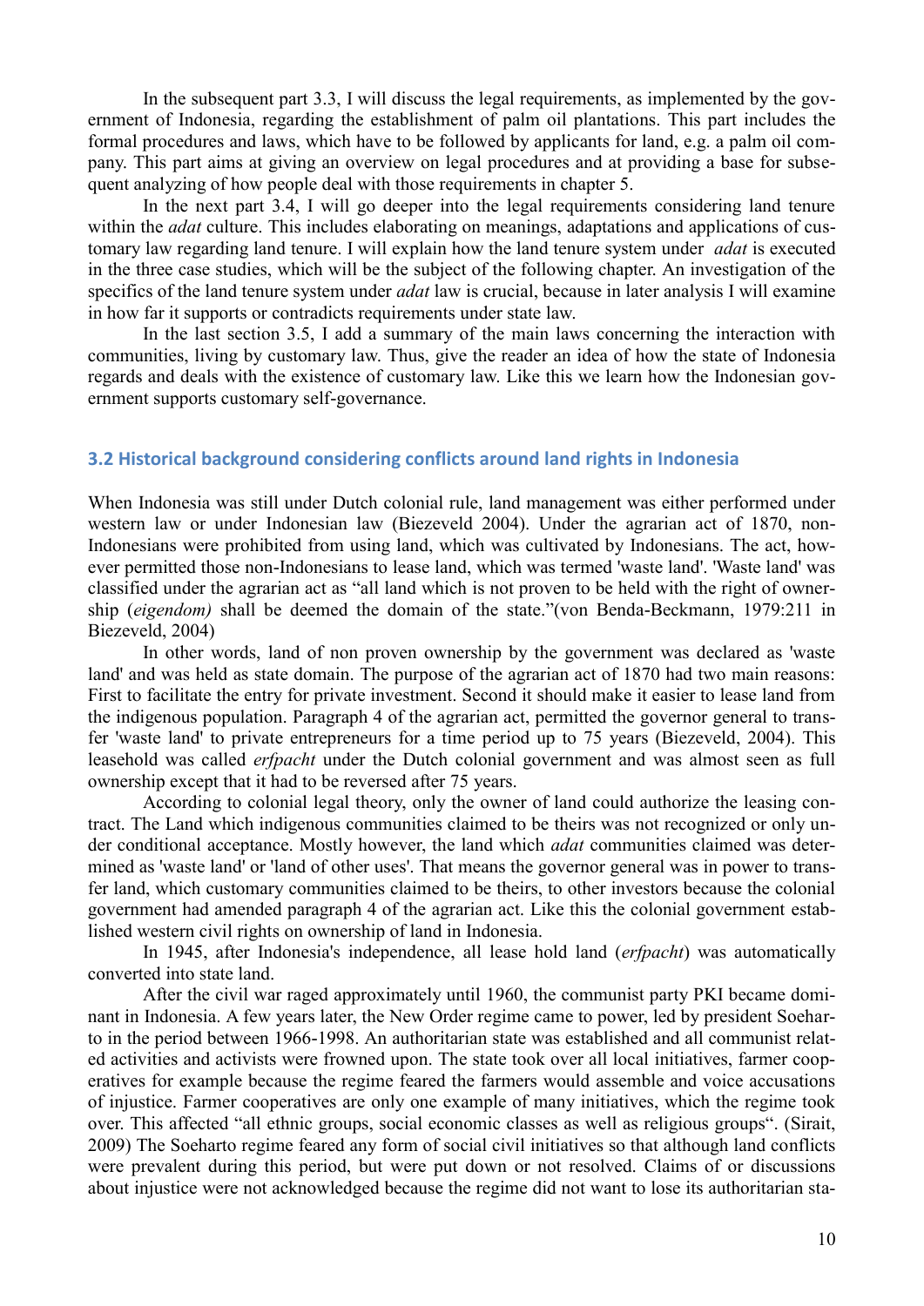In the subsequent part 3.3, I will discuss the legal requirements, as implemented by the government of Indonesia, regarding the establishment of palm oil plantations. This part includes the formal procedures and laws, which have to be followed by applicants for land, e.g. a palm oil company. This part aims at giving an overview on legal procedures and at providing a base for subsequent analyzing of how people deal with those requirements in chapter 5.

In the next part 3.4, I will go deeper into the legal requirements considering land tenure within the *adat* culture. This includes elaborating on meanings, adaptations and applications of customary law regarding land tenure. I will explain how the land tenure system under *adat* is executed in the three case studies, which will be the subject of the following chapter. An investigation of the specifics of the land tenure system under *adat* law is crucial, because in later analysis I will examine in how far it supports or contradicts requirements under state law.

In the last section 3.5, I add a summary of the main laws concerning the interaction with communities, living by customary law. Thus, give the reader an idea of how the state of Indonesia regards and deals with the existence of customary law. Like this we learn how the Indonesian government supports customary self-governance.

## 3.2 Historical background considering conflicts around land rights in Indonesia

When Indonesia was still under Dutch colonial rule, land management was either performed under western law or under Indonesian law (Biezeveld 2004). Under the agrarian act of 1870, non-Indonesians were prohibited from using land, which was cultivated by Indonesians. The act, however permitted those non-Indonesians to lease land, which was termed 'waste land'. 'Waste land' was classified under the agrarian act as "all land which is not proven to be held with the right of ownership (*eigendom)* shall be deemed the domain of the state."(von Benda-Beckmann, 1979:211 in Biezeveld, 2004)

In other words, land of non proven ownership by the government was declared as 'waste land' and was held as state domain. The purpose of the agrarian act of 1870 had two main reasons: First to facilitate the entry for private investment. Second it should make it easier to lease land from the indigenous population. Paragraph 4 of the agrarian act, permitted the governor general to transfer 'waste land' to private entrepreneurs for a time period up to 75 years (Biezeveld, 2004). This leasehold was called *erfpacht* under the Dutch colonial government and was almost seen as full ownership except that it had to be reversed after 75 years.

According to colonial legal theory, only the owner of land could authorize the leasing contract. The Land which indigenous communities claimed to be theirs was not recognized or only under conditional acceptance. Mostly however, the land which *adat* communities claimed was determined as 'waste land' or 'land of other uses'. That means the governor general was in power to transfer land, which customary communities claimed to be theirs, to other investors because the colonial government had amended paragraph 4 of the agrarian act. Like this the colonial government established western civil rights on ownership of land in Indonesia.

In 1945, after Indonesia's independence, all lease hold land (*erfpacht*) was automatically converted into state land.

After the civil war raged approximately until 1960, the communist party PKI became dominant in Indonesia. A few years later, the New Order regime came to power, led by president Soeharto in the period between 1966-1998. An authoritarian state was established and all communist related activities and activists were frowned upon. The state took over all local initiatives, farmer cooperatives for example because the regime feared the farmers would assemble and voice accusations of injustice. Farmer cooperatives are only one example of many initiatives, which the regime took over. This affected "all ethnic groups, social economic classes as well as religious groups". (Sirait, 2009) The Soeharto regime feared any form of social civil initiatives so that although land conflicts were prevalent during this period, but were put down or not resolved. Claims of or discussions about injustice were not acknowledged because the regime did not want to lose its authoritarian sta-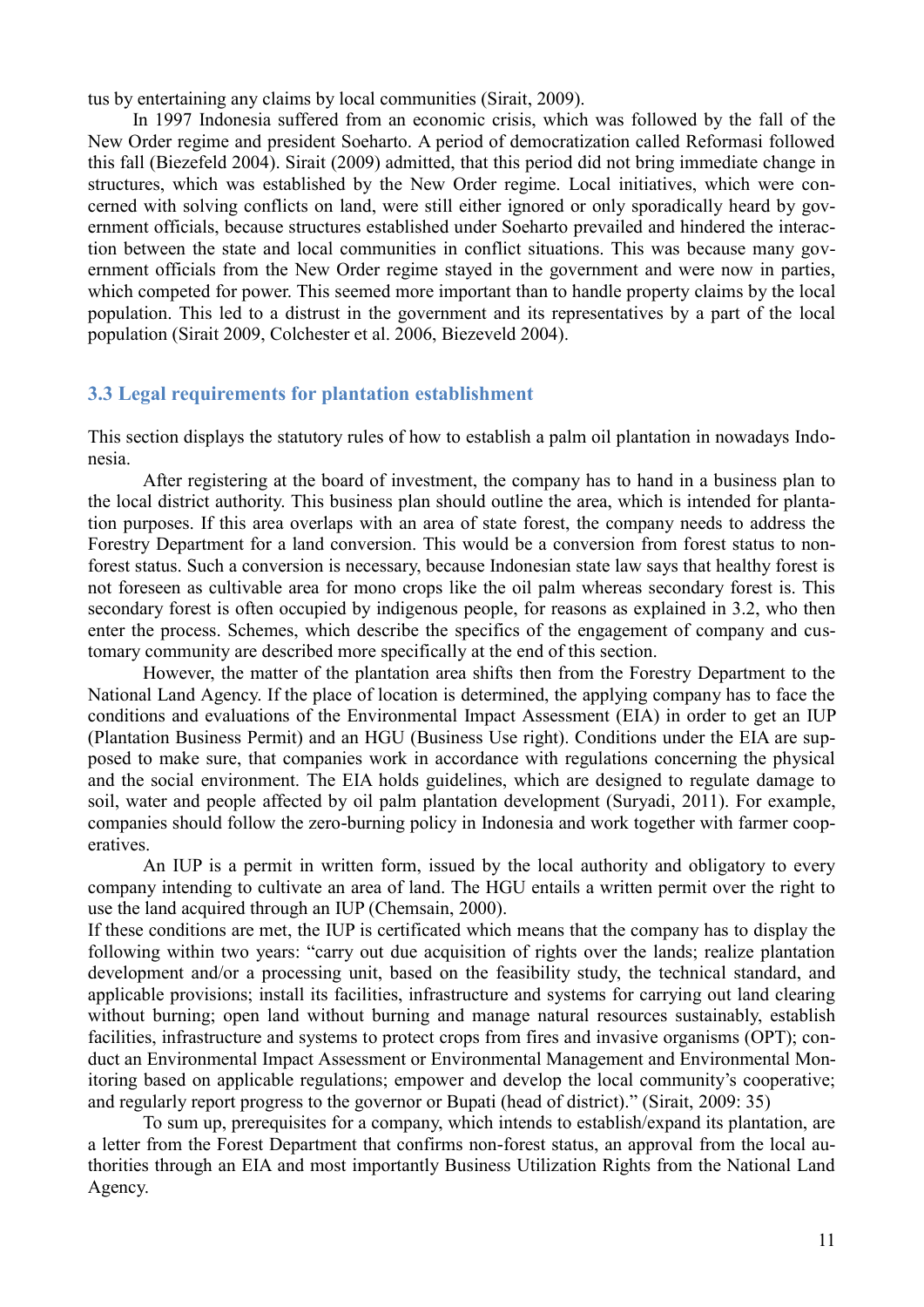tus by entertaining any claims by local communities (Sirait, 2009).

In 1997 Indonesia suffered from an economic crisis, which was followed by the fall of the New Order regime and president Soeharto. A period of democratization called Reformasi followed this fall (Biezefeld 2004). Sirait (2009) admitted, that this period did not bring immediate change in structures, which was established by the New Order regime. Local initiatives, which were concerned with solving conflicts on land, were still either ignored or only sporadically heard by government officials, because structures established under Soeharto prevailed and hindered the interaction between the state and local communities in conflict situations. This was because many government officials from the New Order regime stayed in the government and were now in parties, which competed for power. This seemed more important than to handle property claims by the local population. This led to a distrust in the government and its representatives by a part of the local population (Sirait 2009, Colchester et al. 2006, Biezeveld 2004).

### 3.3 Legal requirements for plantation establishment

This section displays the statutory rules of how to establish a palm oil plantation in nowadays Indonesia.

After registering at the board of investment, the company has to hand in a business plan to the local district authority. This business plan should outline the area, which is intended for plantation purposes. If this area overlaps with an area of state forest, the company needs to address the Forestry Department for a land conversion. This would be a conversion from forest status to non-forest status. Such a conversion is necessary, because Indonesian state law says that healthy forest is not foreseen as cultivable area for mono crops like the oil palm whereas secondary forest is. This secondary forest is often occupied by indigenous people, for reasons as explained in 3.2, who then enter the process. Schemes, which describe the specifics of the engagement of company and customary community are described more specifically at the end of this section.

However, the matter of the plantation area shifts then from the Forestry Department to the National Land Agency. If the place of location is determined, the applying company has to face the conditions and evaluations of the Environmental Impact Assessment (EIA) in order to get an IUP (Plantation Business Permit) and an HGU (Business Use right). Conditions under the EIA are supposed to make sure, that companies work in accordance with regulations concerning the physical and the social environment. The EIA holds guidelines, which are designed to regulate damage to soil, water and people affected by oil palm plantation development (Suryadi, 2011). For example, companies should follow the zero-burning policy in Indonesia and work together with farmer cooperatives.

An IUP is a permit in written form, issued by the local authority and obligatory to every company intending to cultivate an area of land. The HGU entails a written permit over the right to use the land acquired through an IUP (Chemsain, 2000).

If these conditions are met, the IUP is certificated which means that the company has to display the following within two years: "carry out due acquisition of rights over the lands; realize plantation development and/or a processing unit, based on the feasibility study, the technical standard, and applicable provisions; install its facilities, infrastructure and systems for carrying out land clearing without burning; open land without burning and manage natural resources sustainably, establish facilities, infrastructure and systems to protect crops from fires and invasive organisms (OPT); conduct an Environmental Impact Assessment or Environmental Management and Environmental Monitoring based on applicable regulations; empower and develop the local community's cooperative; and regularly report progress to the governor or Bupati (head of district)." (Sirait, 2009: 35)

To sum up, prerequisites for a company, which intends to establish/expand its plantation, are a letter from the Forest Department that confirms non-forest status, an approval from the local authorities through an EIA and most importantly Business Utilization Rights from the National Land Agency.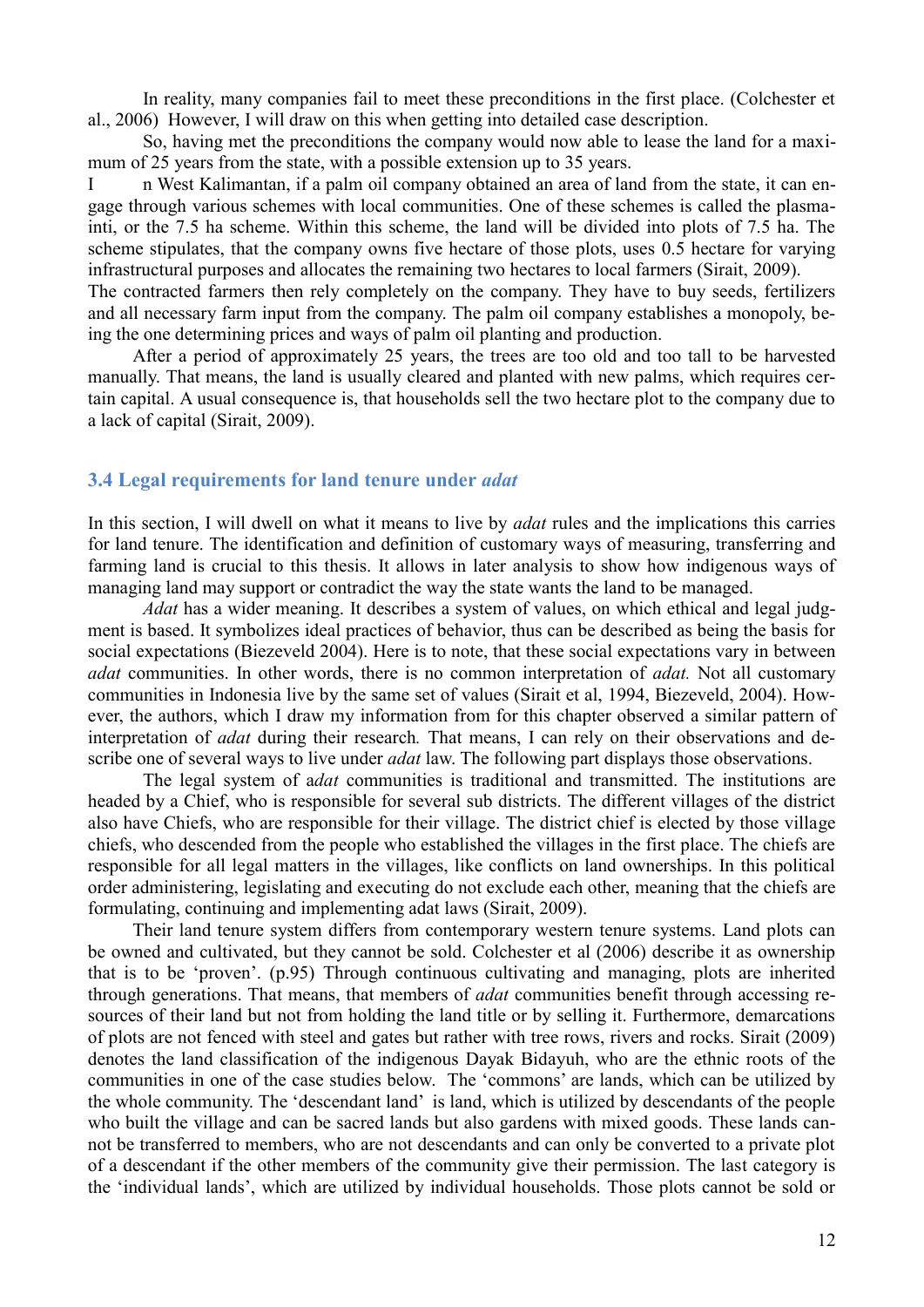In reality, many companies fail to meet these preconditions in the first place. (Colchester et al., 2006) However, I will draw on this when getting into detailed case description.

So, having met the preconditions the company would now able to lease the land for a maximum of 25 years from the state, with a possible extension up to 35 years.

In West Kalimantan, if a palm oil company obtained an area of land from the state, it can engage through various schemes with local communities. One of these schemes is called the plasma-inti, or the 7.5 ha scheme. Within this scheme, the land will be divided into plots of 7.5 ha. The scheme stipulates, that the company owns five hectare of those plots, uses 0.5 hectare for varying infrastructural purposes and allocates the remaining two hectares to local farmers (Sirait, 2009).

The contracted farmers then rely completely on the company. They have to buy seeds, fertilizers and all necessary farm input from the company. The palm oil company establishes a monopoly, being the one determining prices and ways of palm oil planting and production.

After a period of approximately 25 years, the trees are too old and too tall to be harvested manually. That means, the land is usually cleared and planted with new palms, which requires certain capital. A usual consequence is, that households sell the two hectare plot to the company due to a lack of capital (Sirait, 2009).

### 3.4 Legal requirements for land tenure under *adat*

In this section, I will dwell on what it means to live by *adat* rules and the implications this carries for land tenure. The identification and definition of customary ways of measuring, transferring and farming land is crucial to this thesis. It allows in later analysis to show how indigenous ways of managing land may support or contradict the way the state wants the land to be managed.

*Adat* has a wider meaning. It describes a system of values, on which ethical and legal judgment is based. It symbolizes ideal practices of behavior, thus can be described as being the basis for social expectations (Biezeveld 2004). Here is to note, that these social expectations vary in between *adat* communities. In other words, there is no common interpretation of *adat.* Not all customary communities in Indonesia live by the same set of values (Sirait et al, 1994, Biezeveld, 2004). However, the authors, which I draw my information from for this chapter observed a similar pattern of interpretation of *adat* during their research*.* That means, I can rely on their observations and describe one of several ways to live under *adat* law. The following part displays those observations.

The legal system of a*dat* communities is traditional and transmitted. The institutions are headed by a Chief, who is responsible for several sub districts. The different villages of the district also have Chiefs, who are responsible for their village. The district chief is elected by those village chiefs, who descended from the people who established the villages in the first place. The chiefs are responsible for all legal matters in the villages, like conflicts on land ownerships. In this political order administering, legislating and executing do not exclude each other, meaning that the chiefs are formulating, continuing and implementing adat laws (Sirait, 2009).

Their land tenure system differs from contemporary western tenure systems. Land plots can be owned and cultivated, but they cannot be sold. Colchester et al (2006) describe it as ownership that is to be 'proven'. (p.95) Through continuous cultivating and managing, plots are inherited through generations. That means, that members of *adat* communities benefit through accessing resources of their land but not from holding the land title or by selling it. Furthermore, demarcations of plots are not fenced with steel and gates but rather with tree rows, rivers and rocks. Sirait (2009) denotes the land classification of the indigenous Dayak Bidayuh, who are the ethnic roots of the communities in one of the case studies below. The 'commons' are lands, which can be utilized by the whole community. The 'descendant land' is land, which is utilized by descendants of the people who built the village and can be sacred lands but also gardens with mixed goods. These lands cannot be transferred to members, who are not descendants and can only be converted to a private plot of a descendant if the other members of the community give their permission. The last category is the 'individual lands', which are utilized by individual households. Those plots cannot be sold or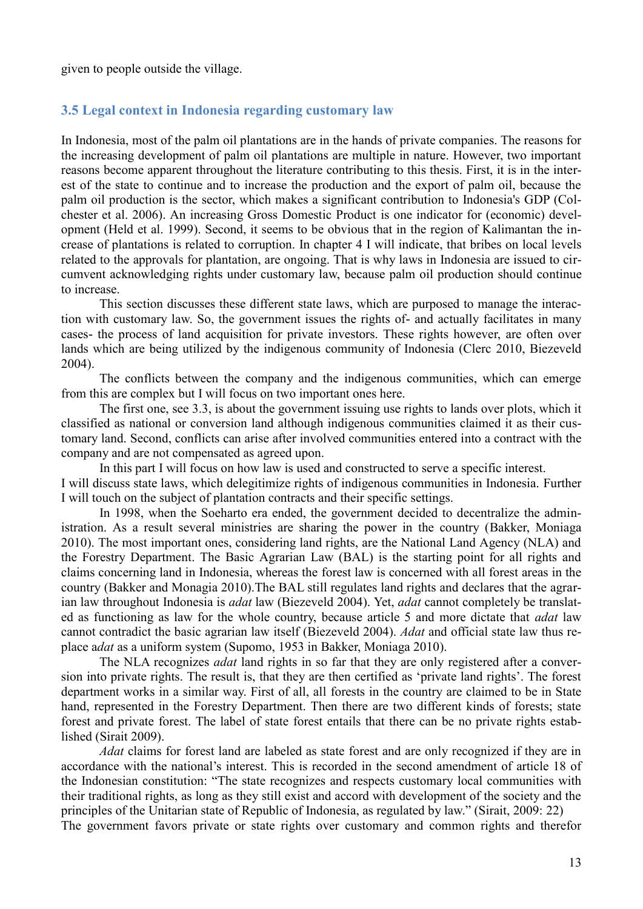given to people outside the village.

### 3.5 Legal context in Indonesia regarding customary law

In Indonesia, most of the palm oil plantations are in the hands of private companies. The reasons for the increasing development of palm oil plantations are multiple in nature. However, two important reasons become apparent throughout the literature contributing to this thesis. First, it is in the interest of the state to continue and to increase the production and the export of palm oil, because the palm oil production is the sector, which makes a significant contribution to Indonesia's GDP (Colchester et al. 2006). An increasing Gross Domestic Product is one indicator for (economic) development (Held et al. 1999). Second, it seems to be obvious that in the region of Kalimantan the increase of plantations is related to corruption. In chapter 4 I will indicate, that bribes on local levels related to the approvals for plantation, are ongoing. That is why laws in Indonesia are issued to circumvent acknowledging rights under customary law, because palm oil production should continue to increase.

This section discusses these different state laws, which are purposed to manage the interaction with customary law. So, the government issues the rights of- and actually facilitates in many cases- the process of land acquisition for private investors. These rights however, are often over lands which are being utilized by the indigenous community of Indonesia (Clerc 2010, Biezeveld 2004).

The conflicts between the company and the indigenous communities, which can emerge from this are complex but I will focus on two important ones here.

The first one, see 3.3, is about the government issuing use rights to lands over plots, which it classified as national or conversion land although indigenous communities claimed it as their customary land. Second, conflicts can arise after involved communities entered into a contract with the company and are not compensated as agreed upon.

In this part I will focus on how law is used and constructed to serve a specific interest.
I will discuss state laws, which delegitimize rights of indigenous communities in Indonesia. Further I will touch on the subject of plantation contracts and their specific settings.

In 1998, when the Soeharto era ended, the government decided to decentralize the administration. As a result several ministries are sharing the power in the country (Bakker, Moniaga 2010). The most important ones, considering land rights, are the National Land Agency (NLA) and the Forestry Department. The Basic Agrarian Law (BAL) is the starting point for all rights and claims concerning land in Indonesia, whereas the forest law is concerned with all forest areas in the country (Bakker and Monagia 2010).The BAL still regulates land rights and declares that the agrarian law throughout Indonesia is *adat* law (Biezeveld 2004). Yet, *adat* cannot completely be translated as functioning as law for the whole country, because article 5 and more dictate that *adat* law cannot contradict the basic agrarian law itself (Biezeveld 2004). *Adat* and official state law thus replace a*dat* as a uniform system (Supomo, 1953 in Bakker, Moniaga 2010).

The NLA recognizes *adat* land rights in so far that they are only registered after a conversion into private rights. The result is, that they are then certified as 'private land rights'. The forest department works in a similar way. First of all, all forests in the country are claimed to be in State hand, represented in the Forestry Department. Then there are two different kinds of forests; state forest and private forest. The label of state forest entails that there can be no private rights established (Sirait 2009).

*Adat* claims for forest land are labeled as state forest and are only recognized if they are in accordance with the national's interest. This is recorded in the second amendment of article 18 of the Indonesian constitution: "The state recognizes and respects customary local communities with their traditional rights, as long as they still exist and accord with development of the society and the principles of the Unitarian state of Republic of Indonesia, as regulated by law." (Sirait, 2009: 22)
The government favors private or state rights over customary and common rights and therefor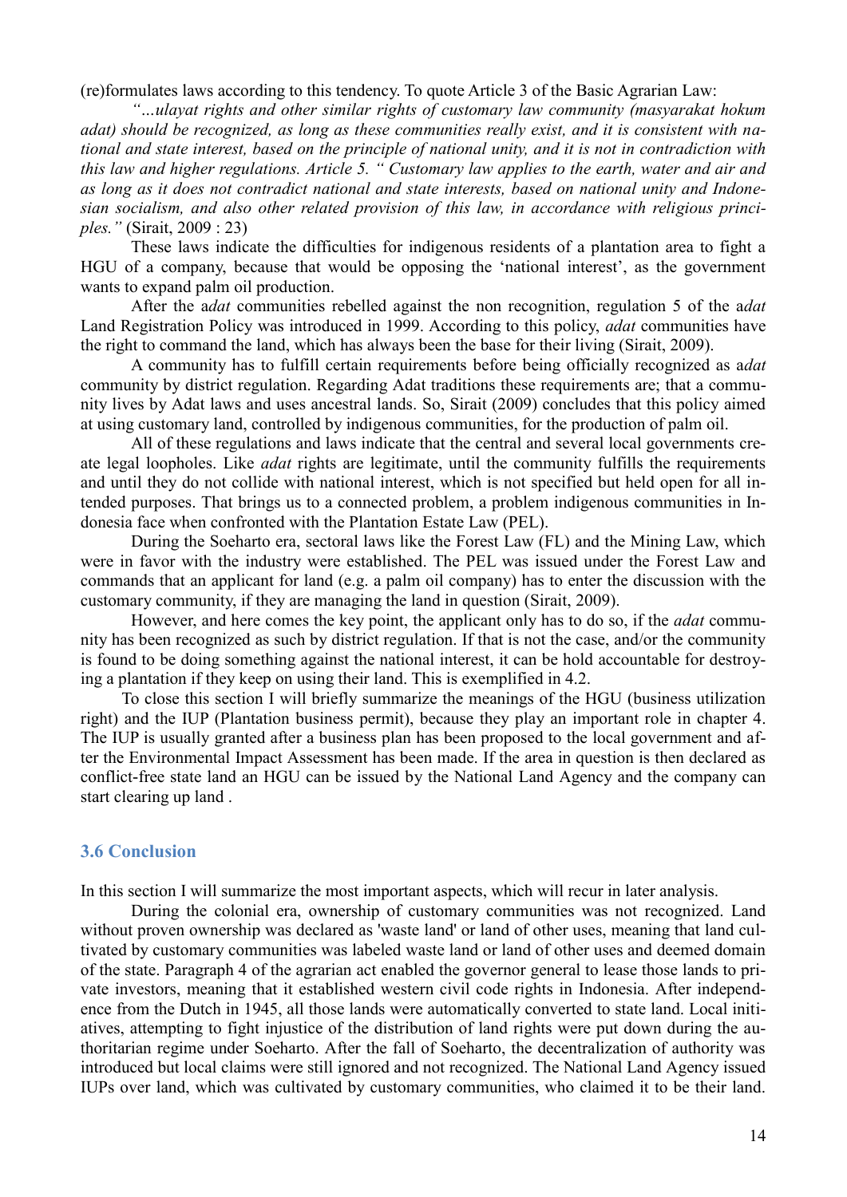(re)formulates laws according to this tendency. To quote Article 3 of the Basic Agrarian Law:

*"...ulayat rights and other similar rights of customary law community (masyarakat hokum adat) should be recognized, as long as these communities really exist, and it is consistent with national and state interest, based on the principle of national unity, and it is not in contradiction with this law and higher regulations. Article 5. " Customary law applies to the earth, water and air and as long as it does not contradict national and state interests, based on national unity and Indonesian socialism, and also other related provision of this law, in accordance with religious principles."* (Sirait, 2009 : 23)

These laws indicate the difficulties for indigenous residents of a plantation area to fight a HGU of a company, because that would be opposing the 'national interest', as the government wants to expand palm oil production.

After the a*dat* communities rebelled against the non recognition, regulation 5 of the a*dat* Land Registration Policy was introduced in 1999. According to this policy, *adat* communities have the right to command the land, which has always been the base for their living (Sirait, 2009).

A community has to fulfill certain requirements before being officially recognized as a*dat* community by district regulation. Regarding Adat traditions these requirements are; that a community lives by Adat laws and uses ancestral lands. So, Sirait (2009) concludes that this policy aimed at using customary land, controlled by indigenous communities, for the production of palm oil.

All of these regulations and laws indicate that the central and several local governments create legal loopholes. Like *adat* rights are legitimate, until the community fulfills the requirements and until they do not collide with national interest, which is not specified but held open for all intended purposes. That brings us to a connected problem, a problem indigenous communities in Indonesia face when confronted with the Plantation Estate Law (PEL).

During the Soeharto era, sectoral laws like the Forest Law (FL) and the Mining Law, which were in favor with the industry were established. The PEL was issued under the Forest Law and commands that an applicant for land (e.g. a palm oil company) has to enter the discussion with the customary community, if they are managing the land in question (Sirait, 2009).

However, and here comes the key point, the applicant only has to do so, if the *adat* community has been recognized as such by district regulation. If that is not the case, and/or the community is found to be doing something against the national interest, it can be hold accountable for destroying a plantation if they keep on using their land. This is exemplified in 4.2.

To close this section I will briefly summarize the meanings of the HGU (business utilization right) and the IUP (Plantation business permit), because they play an important role in chapter 4. The IUP is usually granted after a business plan has been proposed to the local government and after the Environmental Impact Assessment has been made. If the area in question is then declared as conflict-free state land an HGU can be issued by the National Land Agency and the company can start clearing up land .

### 3.6 Conclusion

In this section I will summarize the most important aspects, which will recur in later analysis.

During the colonial era, ownership of customary communities was not recognized. Land without proven ownership was declared as 'waste land' or land of other uses, meaning that land cultivated by customary communities was labeled waste land or land of other uses and deemed domain of the state. Paragraph 4 of the agrarian act enabled the governor general to lease those lands to private investors, meaning that it established western civil code rights in Indonesia. After independence from the Dutch in 1945, all those lands were automatically converted to state land. Local initiatives, attempting to fight injustice of the distribution of land rights were put down during the authoritarian regime under Soeharto. After the fall of Soeharto, the decentralization of authority was introduced but local claims were still ignored and not recognized. The National Land Agency issued IUPs over land, which was cultivated by customary communities, who claimed it to be their land.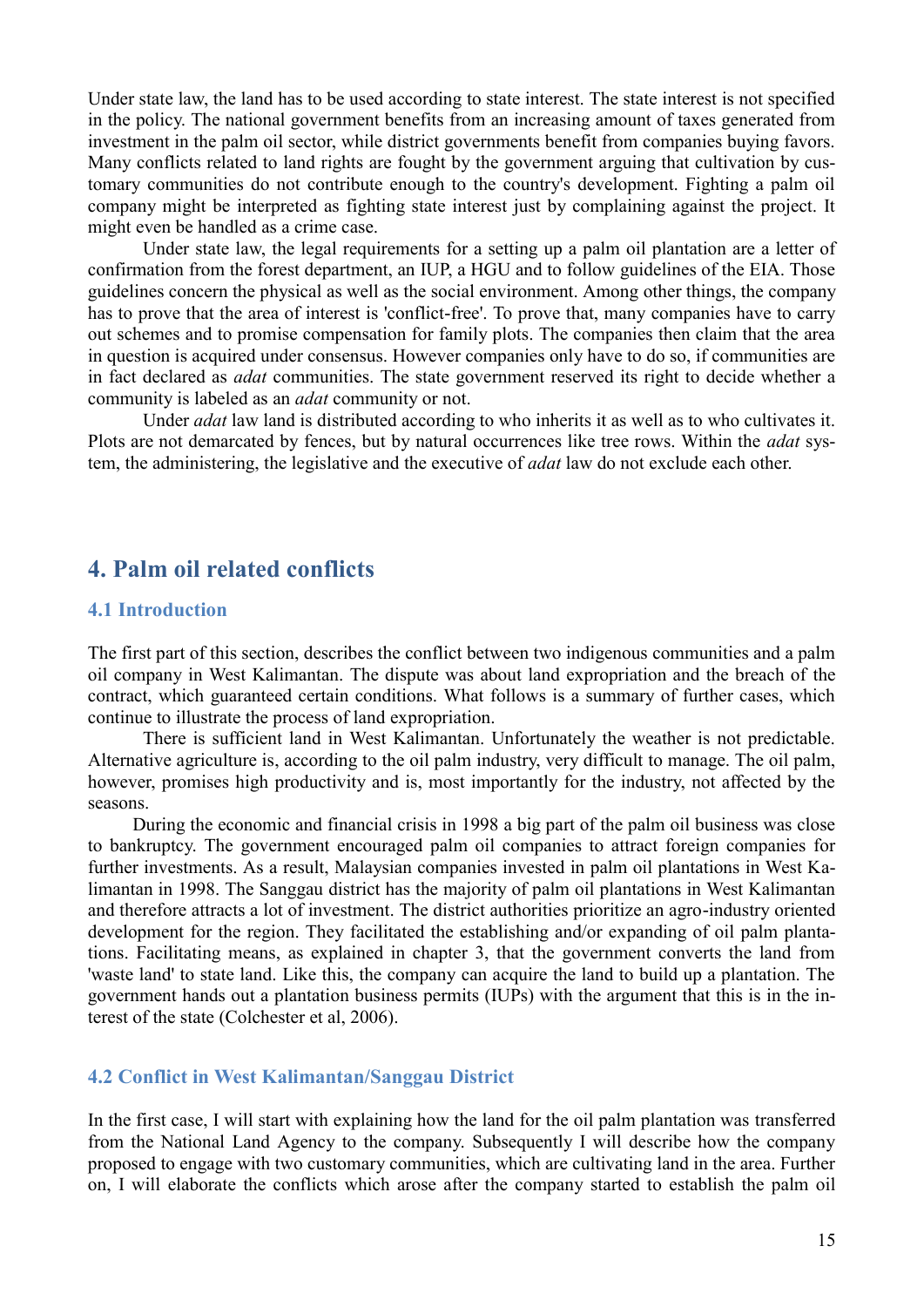Under state law, the land has to be used according to state interest. The state interest is not specified in the policy. The national government benefits from an increasing amount of taxes generated from investment in the palm oil sector, while district governments benefit from companies buying favors. Many conflicts related to land rights are fought by the government arguing that cultivation by customary communities do not contribute enough to the country's development. Fighting a palm oil company might be interpreted as fighting state interest just by complaining against the project. It might even be handled as a crime case.

Under state law, the legal requirements for a setting up a palm oil plantation are a letter of confirmation from the forest department, an IUP, a HGU and to follow guidelines of the EIA. Those guidelines concern the physical as well as the social environment. Among other things, the company has to prove that the area of interest is 'conflict-free'. To prove that, many companies have to carry out schemes and to promise compensation for family plots. The companies then claim that the area in question is acquired under consensus. However companies only have to do so, if communities are in fact declared as *adat* communities. The state government reserved its right to decide whether a community is labeled as an *adat* community or not.

Under *adat* law land is distributed according to who inherits it as well as to who cultivates it. Plots are not demarcated by fences, but by natural occurrences like tree rows. Within the *adat* system, the administering, the legislative and the executive of *adat* law do not exclude each other.

## 4. Palm oil related conflicts

### 4.1 Introduction

The first part of this section, describes the conflict between two indigenous communities and a palm oil company in West Kalimantan. The dispute was about land expropriation and the breach of the contract, which guaranteed certain conditions. What follows is a summary of further cases, which continue to illustrate the process of land expropriation.

There is sufficient land in West Kalimantan. Unfortunately the weather is not predictable. Alternative agriculture is, according to the oil palm industry, very difficult to manage. The oil palm, however, promises high productivity and is, most importantly for the industry, not affected by the seasons.

During the economic and financial crisis in 1998 a big part of the palm oil business was close to bankruptcy. The government encouraged palm oil companies to attract foreign companies for further investments. As a result, Malaysian companies invested in palm oil plantations in West Kalimantan in 1998. The Sanggau district has the majority of palm oil plantations in West Kalimantan and therefore attracts a lot of investment. The district authorities prioritize an agro-industry oriented development for the region. They facilitated the establishing and/or expanding of oil palm plantations. Facilitating means, as explained in chapter 3, that the government converts the land from 'waste land' to state land. Like this, the company can acquire the land to build up a plantation. The government hands out a plantation business permits (IUPs) with the argument that this is in the interest of the state (Colchester et al, 2006).

### 4.2 Conflict in West Kalimantan/Sanggau District

In the first case, I will start with explaining how the land for the oil palm plantation was transferred from the National Land Agency to the company. Subsequently I will describe how the company proposed to engage with two customary communities, which are cultivating land in the area. Further on, I will elaborate the conflicts which arose after the company started to establish the palm oil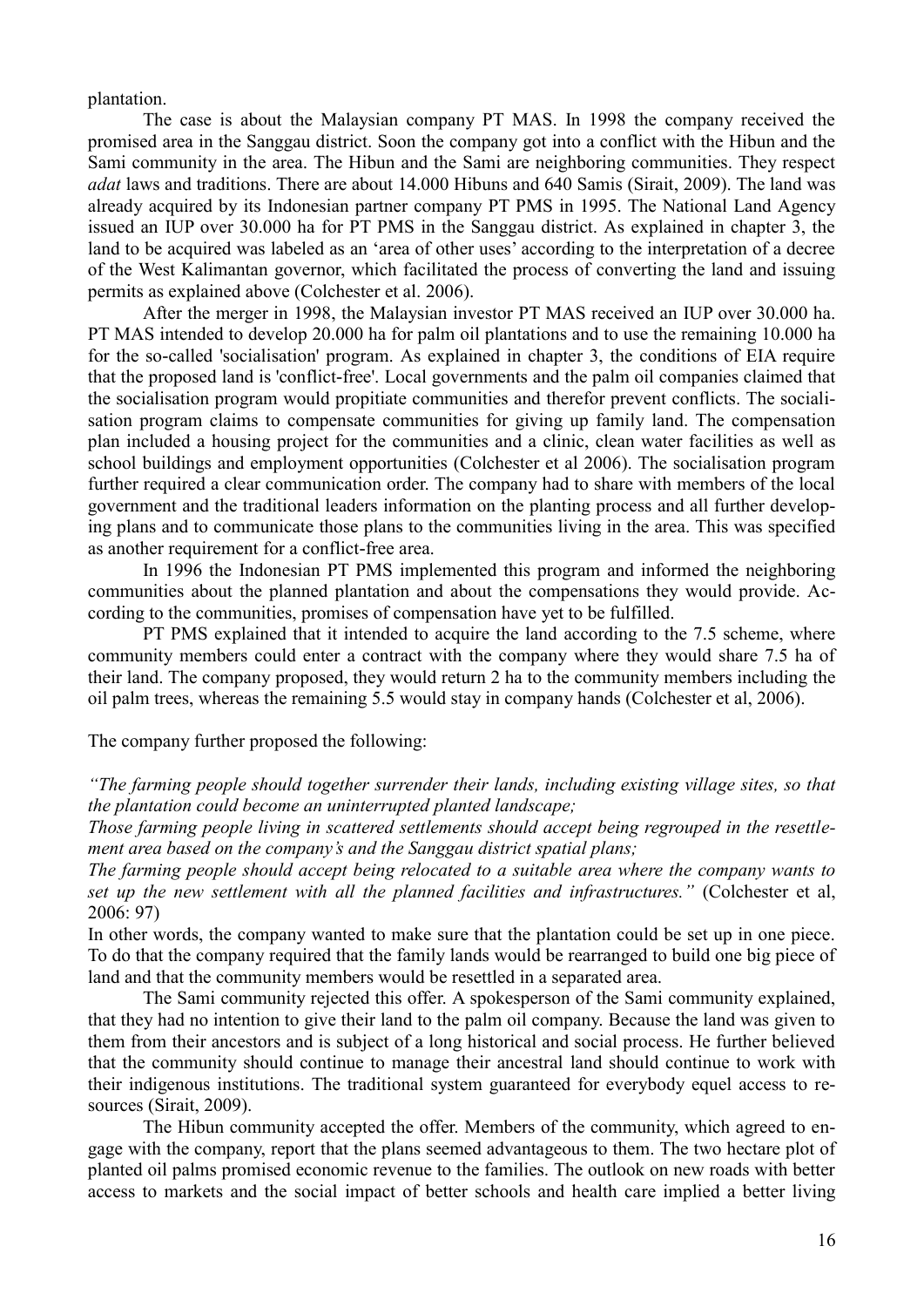plantation.

The case is about the Malaysian company PT MAS. In 1998 the company received the promised area in the Sanggau district. Soon the company got into a conflict with the Hibun and the Sami community in the area. The Hibun and the Sami are neighboring communities. They respect *adat* laws and traditions. There are about 14.000 Hibuns and 640 Samis (Sirait, 2009). The land was already acquired by its Indonesian partner company PT PMS in 1995. The National Land Agency issued an IUP over 30.000 ha for PT PMS in the Sanggau district. As explained in chapter 3, the land to be acquired was labeled as an 'area of other uses' according to the interpretation of a decree of the West Kalimantan governor, which facilitated the process of converting the land and issuing permits as explained above (Colchester et al. 2006).

After the merger in 1998, the Malaysian investor PT MAS received an IUP over 30.000 ha. PT MAS intended to develop 20.000 ha for palm oil plantations and to use the remaining 10.000 ha for the so-called 'socialisation' program. As explained in chapter 3, the conditions of EIA require that the proposed land is 'conflict-free'. Local governments and the palm oil companies claimed that the socialisation program would propitiate communities and therefor prevent conflicts. The socialisation program claims to compensate communities for giving up family land. The compensation plan included a housing project for the communities and a clinic, clean water facilities as well as school buildings and employment opportunities (Colchester et al 2006). The socialisation program further required a clear communication order. The company had to share with members of the local government and the traditional leaders information on the planting process and all further developing plans and to communicate those plans to the communities living in the area. This was specified as another requirement for a conflict-free area.

In 1996 the Indonesian PT PMS implemented this program and informed the neighboring communities about the planned plantation and about the compensations they would provide. According to the communities, promises of compensation have yet to be fulfilled.

PT PMS explained that it intended to acquire the land according to the 7.5 scheme, where community members could enter a contract with the company where they would share 7.5 ha of their land. The company proposed, they would return 2 ha to the community members including the oil palm trees, whereas the remaining 5.5 would stay in company hands (Colchester et al, 2006).

The company further proposed the following:

*"The farming people should together surrender their lands, including existing village sites, so that the plantation could become an uninterrupted planted landscape;*
*Those farming people living in scattered settlements should accept being regrouped in the resettlement area based on the company's and the Sanggau district spatial plans;*
*The farming people should accept being relocated to a suitable area where the company wants to set up the new settlement with all the planned facilities and infrastructures."* (Colchester et al, 2006: 97)

In other words, the company wanted to make sure that the plantation could be set up in one piece. To do that the company required that the family lands would be rearranged to build one big piece of land and that the community members would be resettled in a separated area.

The Sami community rejected this offer. A spokesperson of the Sami community explained, that they had no intention to give their land to the palm oil company. Because the land was given to them from their ancestors and is subject of a long historical and social process. He further believed that the community should continue to manage their ancestral land should continue to work with their indigenous institutions. The traditional system guaranteed for everybody equel access to resources (Sirait, 2009).

The Hibun community accepted the offer. Members of the community, which agreed to engage with the company, report that the plans seemed advantageous to them. The two hectare plot of planted oil palms promised economic revenue to the families. The outlook on new roads with better access to markets and the social impact of better schools and health care implied a better living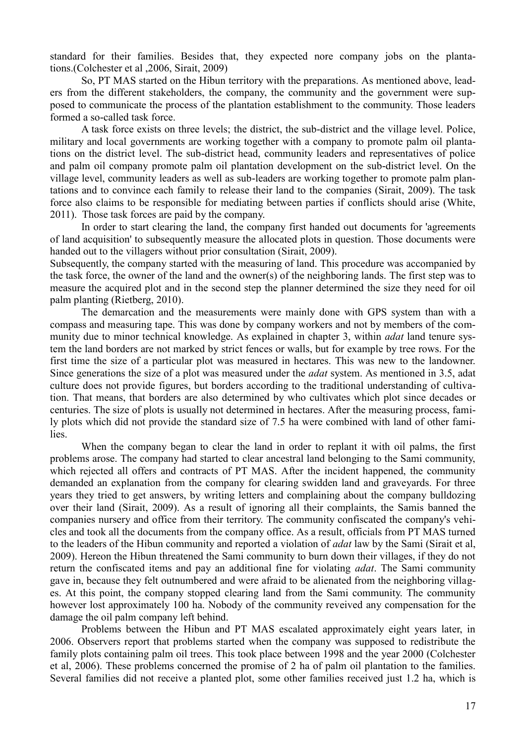standard for their families. Besides that, they expected nore company jobs on the plantations.(Colchester et al ,2006, Sirait, 2009)

So, PT MAS started on the Hibun territory with the preparations. As mentioned above, leaders from the different stakeholders, the company, the community and the government were supposed to communicate the process of the plantation establishment to the community. Those leaders formed a so-called task force.

A task force exists on three levels; the district, the sub-district and the village level. Police, military and local governments are working together with a company to promote palm oil plantations on the district level. The sub-district head, community leaders and representatives of police and palm oil company promote palm oil plantation development on the sub-district level. On the village level, community leaders as well as sub-leaders are working together to promote palm plantations and to convince each family to release their land to the companies (Sirait, 2009). The task force also claims to be responsible for mediating between parties if conflicts should arise (White, 2011). Those task forces are paid by the company.

In order to start clearing the land, the company first handed out documents for 'agreements of land acquisition' to subsequently measure the allocated plots in question. Those documents were handed out to the villagers without prior consultation (Sirait, 2009).
Subsequently, the company started with the measuring of land. This procedure was accompanied by the task force, the owner of the land and the owner(s) of the neighboring lands. The first step was to measure the acquired plot and in the second step the planner determined the size they need for oil palm planting (Rietberg, 2010).

The demarcation and the measurements were mainly done with GPS system than with a compass and measuring tape. This was done by company workers and not by members of the community due to minor technical knowledge. As explained in chapter 3, within *adat* land tenure system the land borders are not marked by strict fences or walls, but for example by tree rows. For the first time the size of a particular plot was measured in hectares. This was new to the landowner. Since generations the size of a plot was measured under the *adat* system. As mentioned in 3.5, adat culture does not provide figures, but borders according to the traditional understanding of cultivation. That means, that borders are also determined by who cultivates which plot since decades or centuries. The size of plots is usually not determined in hectares. After the measuring process, family plots which did not provide the standard size of 7.5 ha were combined with land of other families.

When the company began to clear the land in order to replant it with oil palms, the first problems arose. The company had started to clear ancestral land belonging to the Sami community, which rejected all offers and contracts of PT MAS. After the incident happened, the community demanded an explanation from the company for clearing swidden land and graveyards. For three years they tried to get answers, by writing letters and complaining about the company bulldozing over their land (Sirait, 2009). As a result of ignoring all their complaints, the Samis banned the companies nursery and office from their territory. The community confiscated the company's vehicles and took all the documents from the company office. As a result, officials from PT MAS turned to the leaders of the Hibun community and reported a violation of *adat* law by the Sami (Sirait et al, 2009). Hereon the Hibun threatened the Sami community to burn down their villages, if they do not return the confiscated items and pay an additional fine for violating *adat*. The Sami community gave in, because they felt outnumbered and were afraid to be alienated from the neighboring villages. At this point, the company stopped clearing land from the Sami community. The community however lost approximately 100 ha. Nobody of the community reveived any compensation for the damage the oil palm company left behind.

Problems between the Hibun and PT MAS escalated approximately eight years later, in 2006. Observers report that problems started when the company was supposed to redistribute the family plots containing palm oil trees. This took place between 1998 and the year 2000 (Colchester et al, 2006). These problems concerned the promise of 2 ha of palm oil plantation to the families. Several families did not receive a planted plot, some other families received just 1.2 ha, which is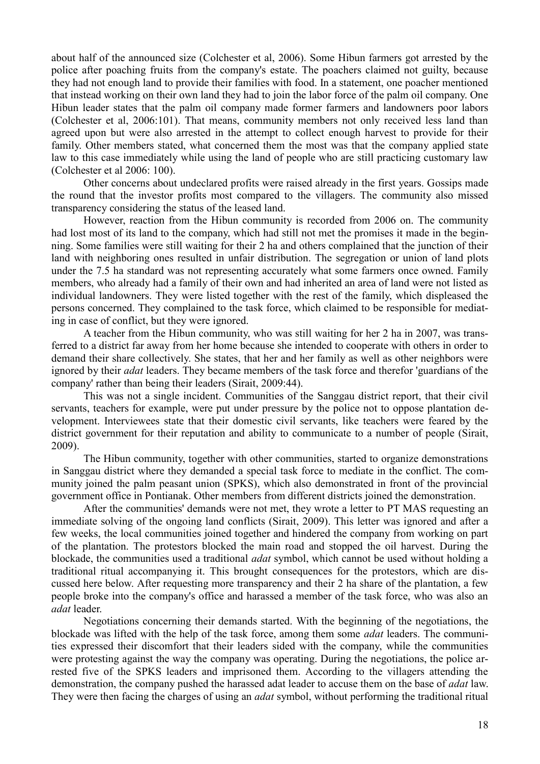about half of the announced size (Colchester et al, 2006). Some Hibun farmers got arrested by the police after poaching fruits from the company's estate. The poachers claimed not guilty, because they had not enough land to provide their families with food. In a statement, one poacher mentioned that instead working on their own land they had to join the labor force of the palm oil company. One Hibun leader states that the palm oil company made former farmers and landowners poor labors (Colchester et al, 2006:101). That means, community members not only received less land than agreed upon but were also arrested in the attempt to collect enough harvest to provide for their family. Other members stated, what concerned them the most was that the company applied state law to this case immediately while using the land of people who are still practicing customary law (Colchester et al 2006: 100).

Other concerns about undeclared profits were raised already in the first years. Gossips made the round that the investor profits most compared to the villagers. The community also missed transparency considering the status of the leased land.

However, reaction from the Hibun community is recorded from 2006 on. The community had lost most of its land to the company, which had still not met the promises it made in the beginning. Some families were still waiting for their 2 ha and others complained that the junction of their land with neighboring ones resulted in unfair distribution. The segregation or union of land plots under the 7.5 ha standard was not representing accurately what some farmers once owned. Family members, who already had a family of their own and had inherited an area of land were not listed as individual landowners. They were listed together with the rest of the family, which displeased the persons concerned. They complained to the task force, which claimed to be responsible for mediating in case of conflict, but they were ignored.

A teacher from the Hibun community, who was still waiting for her 2 ha in 2007, was transferred to a district far away from her home because she intended to cooperate with others in order to demand their share collectively. She states, that her and her family as well as other neighbors were ignored by their *adat* leaders. They became members of the task force and therefor 'guardians of the company' rather than being their leaders (Sirait, 2009:44).

This was not a single incident. Communities of the Sanggau district report, that their civil servants, teachers for example, were put under pressure by the police not to oppose plantation development. Interviewees state that their domestic civil servants, like teachers were feared by the district government for their reputation and ability to communicate to a number of people (Sirait, 2009).

The Hibun community, together with other communities, started to organize demonstrations in Sanggau district where they demanded a special task force to mediate in the conflict. The community joined the palm peasant union (SPKS), which also demonstrated in front of the provincial government office in Pontianak. Other members from different districts joined the demonstration.

After the communities' demands were not met, they wrote a letter to PT MAS requesting an immediate solving of the ongoing land conflicts (Sirait, 2009). This letter was ignored and after a few weeks, the local communities joined together and hindered the company from working on part of the plantation. The protestors blocked the main road and stopped the oil harvest. During the blockade, the communities used a traditional *adat* symbol, which cannot be used without holding a traditional ritual accompanying it. This brought consequences for the protestors, which are discussed here below. After requesting more transparency and their 2 ha share of the plantation, a few people broke into the company's office and harassed a member of the task force, who was also an *adat* leader.

Negotiations concerning their demands started. With the beginning of the negotiations, the blockade was lifted with the help of the task force, among them some *adat* leaders. The communities expressed their discomfort that their leaders sided with the company, while the communities were protesting against the way the company was operating. During the negotiations, the police arrested five of the SPKS leaders and imprisoned them. According to the villagers attending the demonstration, the company pushed the harassed adat leader to accuse them on the base of *adat* law. They were then facing the charges of using an *adat* symbol, without performing the traditional ritual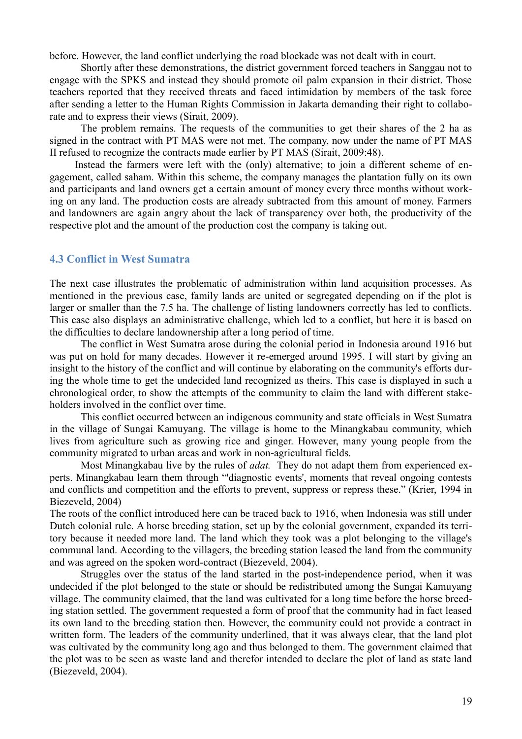before. However, the land conflict underlying the road blockade was not dealt with in court.

Shortly after these demonstrations, the district government forced teachers in Sanggau not to engage with the SPKS and instead they should promote oil palm expansion in their district. Those teachers reported that they received threats and faced intimidation by members of the task force after sending a letter to the Human Rights Commission in Jakarta demanding their right to collaborate and to express their views (Sirait, 2009).

The problem remains. The requests of the communities to get their shares of the 2 ha as signed in the contract with PT MAS were not met. The company, now under the name of PT MAS II refused to recognize the contracts made earlier by PT MAS (Sirait, 2009:48).

Instead the farmers were left with the (only) alternative; to join a different scheme of engagement, called saham. Within this scheme, the company manages the plantation fully on its own and participants and land owners get a certain amount of money every three months without working on any land. The production costs are already subtracted from this amount of money. Farmers and landowners are again angry about the lack of transparency over both, the productivity of the respective plot and the amount of the production cost the company is taking out.

### 4.3 Conflict in West Sumatra

The next case illustrates the problematic of administration within land acquisition processes. As mentioned in the previous case, family lands are united or segregated depending on if the plot is larger or smaller than the 7.5 ha. The challenge of listing landowners correctly has led to conflicts. This case also displays an administrative challenge, which led to a conflict, but here it is based on the difficulties to declare landownership after a long period of time.

The conflict in West Sumatra arose during the colonial period in Indonesia around 1916 but was put on hold for many decades. However it re-emerged around 1995. I will start by giving an insight to the history of the conflict and will continue by elaborating on the community's efforts during the whole time to get the undecided land recognized as theirs. This case is displayed in such a chronological order, to show the attempts of the community to claim the land with different stakeholders involved in the conflict over time.

This conflict occurred between an indigenous community and state officials in West Sumatra in the village of Sungai Kamuyang. The village is home to the Minangkabau community, which lives from agriculture such as growing rice and ginger. However, many young people from the community migrated to urban areas and work in non-agricultural fields.

Most Minangkabau live by the rules of *adat.* They do not adapt them from experienced experts. Minangkabau learn them through "'diagnostic events', moments that reveal ongoing contests and conflicts and competition and the efforts to prevent, suppress or repress these." (Krier, 1994 in Biezeveld, 2004)

The roots of the conflict introduced here can be traced back to 1916, when Indonesia was still under Dutch colonial rule. A horse breeding station, set up by the colonial government, expanded its territory because it needed more land. The land which they took was a plot belonging to the village's communal land. According to the villagers, the breeding station leased the land from the community and was agreed on the spoken word-contract (Biezeveld, 2004).

Struggles over the status of the land started in the post-independence period, when it was undecided if the plot belonged to the state or should be redistributed among the Sungai Kamuyang village. The community claimed, that the land was cultivated for a long time before the horse breeding station settled. The government requested a form of proof that the community had in fact leased its own land to the breeding station then. However, the community could not provide a contract in written form. The leaders of the community underlined, that it was always clear, that the land plot was cultivated by the community long ago and thus belonged to them. The government claimed that the plot was to be seen as waste land and therefor intended to declare the plot of land as state land (Biezeveld, 2004).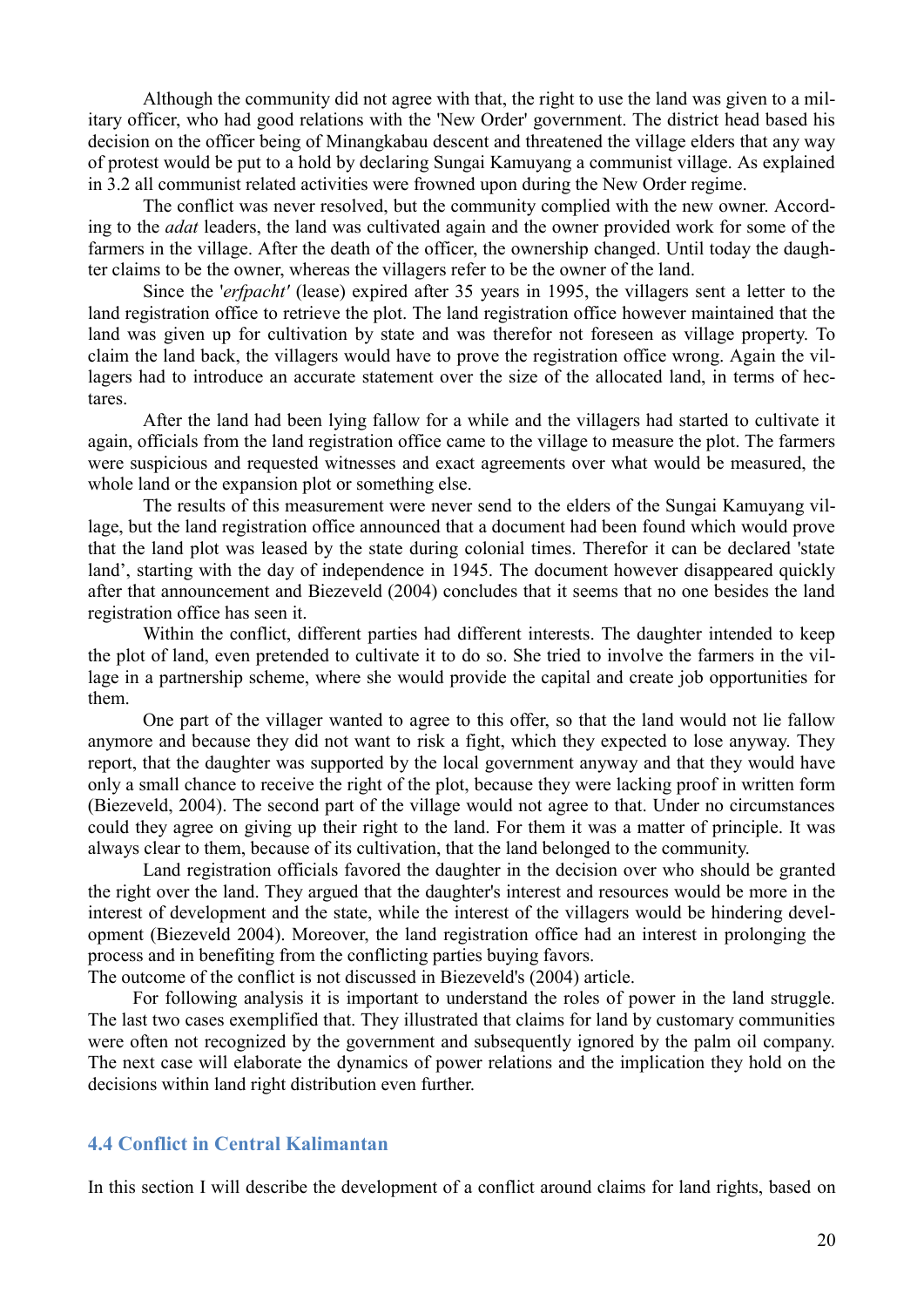Although the community did not agree with that, the right to use the land was given to a military officer, who had good relations with the 'New Order' government. The district head based his decision on the officer being of Minangkabau descent and threatened the village elders that any way of protest would be put to a hold by declaring Sungai Kamuyang a communist village. As explained in 3.2 all communist related activities were frowned upon during the New Order regime.

The conflict was never resolved, but the community complied with the new owner. According to the *adat* leaders, the land was cultivated again and the owner provided work for some of the farmers in the village. After the death of the officer, the ownership changed. Until today the daughter claims to be the owner, whereas the villagers refer to be the owner of the land.

Since the '*erfpacht'* (lease) expired after 35 years in 1995, the villagers sent a letter to the land registration office to retrieve the plot. The land registration office however maintained that the land was given up for cultivation by state and was therefor not foreseen as village property. To claim the land back, the villagers would have to prove the registration office wrong. Again the villagers had to introduce an accurate statement over the size of the allocated land, in terms of hectares.

After the land had been lying fallow for a while and the villagers had started to cultivate it again, officials from the land registration office came to the village to measure the plot. The farmers were suspicious and requested witnesses and exact agreements over what would be measured, the whole land or the expansion plot or something else.

The results of this measurement were never send to the elders of the Sungai Kamuyang village, but the land registration office announced that a document had been found which would prove that the land plot was leased by the state during colonial times. Therefor it can be declared 'state land', starting with the day of independence in 1945. The document however disappeared quickly after that announcement and Biezeveld (2004) concludes that it seems that no one besides the land registration office has seen it.

Within the conflict, different parties had different interests. The daughter intended to keep the plot of land, even pretended to cultivate it to do so. She tried to involve the farmers in the village in a partnership scheme, where she would provide the capital and create job opportunities for them.

One part of the villager wanted to agree to this offer, so that the land would not lie fallow anymore and because they did not want to risk a fight, which they expected to lose anyway. They report, that the daughter was supported by the local government anyway and that they would have only a small chance to receive the right of the plot, because they were lacking proof in written form (Biezeveld, 2004). The second part of the village would not agree to that. Under no circumstances could they agree on giving up their right to the land. For them it was a matter of principle. It was always clear to them, because of its cultivation, that the land belonged to the community.

Land registration officials favored the daughter in the decision over who should be granted the right over the land. They argued that the daughter's interest and resources would be more in the interest of development and the state, while the interest of the villagers would be hindering development (Biezeveld 2004). Moreover, the land registration office had an interest in prolonging the process and in benefiting from the conflicting parties buying favors.

The outcome of the conflict is not discussed in Biezeveld's (2004) article.

For following analysis it is important to understand the roles of power in the land struggle. The last two cases exemplified that. They illustrated that claims for land by customary communities were often not recognized by the government and subsequently ignored by the palm oil company. The next case will elaborate the dynamics of power relations and the implication they hold on the decisions within land right distribution even further.

## 4.4 Conflict in Central Kalimantan

In this section I will describe the development of a conflict around claims for land rights, based on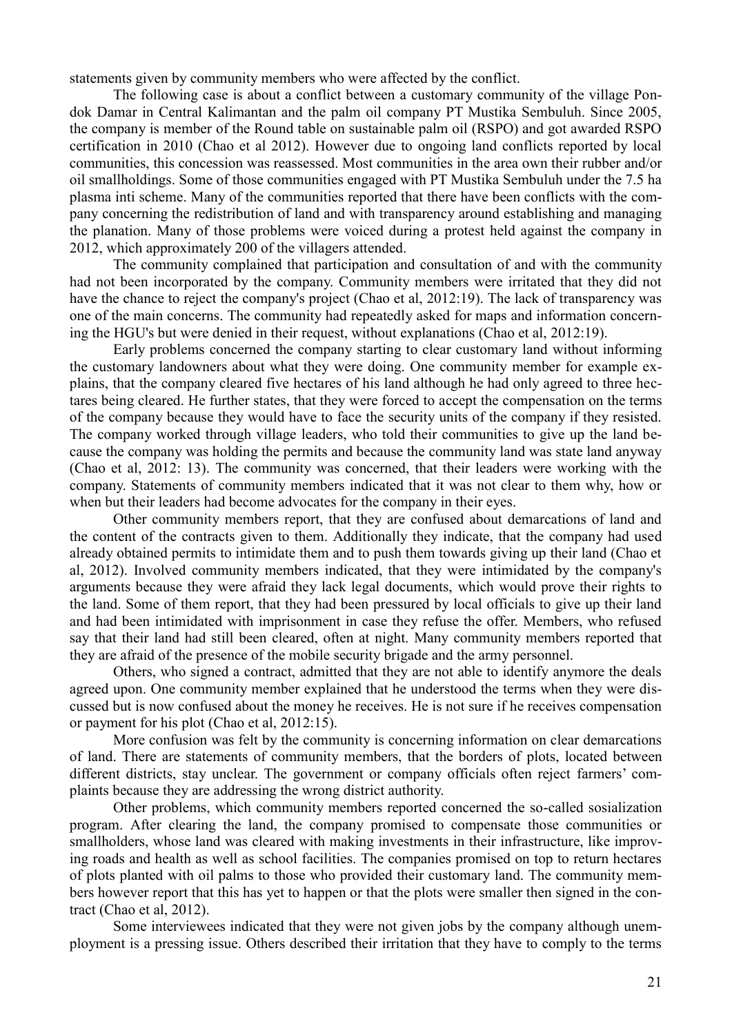statements given by community members who were affected by the conflict.

The following case is about a conflict between a customary community of the village Pondok Damar in Central Kalimantan and the palm oil company PT Mustika Sembuluh. Since 2005, the company is member of the Round table on sustainable palm oil (RSPO) and got awarded RSPO certification in 2010 (Chao et al 2012). However due to ongoing land conflicts reported by local communities, this concession was reassessed. Most communities in the area own their rubber and/or oil smallholdings. Some of those communities engaged with PT Mustika Sembuluh under the 7.5 ha plasma inti scheme. Many of the communities reported that there have been conflicts with the company concerning the redistribution of land and with transparency around establishing and managing the planation. Many of those problems were voiced during a protest held against the company in 2012, which approximately 200 of the villagers attended.

The community complained that participation and consultation of and with the community had not been incorporated by the company. Community members were irritated that they did not have the chance to reject the company's project (Chao et al, 2012:19). The lack of transparency was one of the main concerns. The community had repeatedly asked for maps and information concerning the HGU's but were denied in their request, without explanations (Chao et al, 2012:19).

Early problems concerned the company starting to clear customary land without informing the customary landowners about what they were doing. One community member for example explains, that the company cleared five hectares of his land although he had only agreed to three hectares being cleared. He further states, that they were forced to accept the compensation on the terms of the company because they would have to face the security units of the company if they resisted. The company worked through village leaders, who told their communities to give up the land because the company was holding the permits and because the community land was state land anyway (Chao et al, 2012: 13). The community was concerned, that their leaders were working with the company. Statements of community members indicated that it was not clear to them why, how or when but their leaders had become advocates for the company in their eyes.

Other community members report, that they are confused about demarcations of land and the content of the contracts given to them. Additionally they indicate, that the company had used already obtained permits to intimidate them and to push them towards giving up their land (Chao et al, 2012). Involved community members indicated, that they were intimidated by the company's arguments because they were afraid they lack legal documents, which would prove their rights to the land. Some of them report, that they had been pressured by local officials to give up their land and had been intimidated with imprisonment in case they refuse the offer. Members, who refused say that their land had still been cleared, often at night. Many community members reported that they are afraid of the presence of the mobile security brigade and the army personnel.

Others, who signed a contract, admitted that they are not able to identify anymore the deals agreed upon. One community member explained that he understood the terms when they were discussed but is now confused about the money he receives. He is not sure if he receives compensation or payment for his plot (Chao et al, 2012:15).

More confusion was felt by the community is concerning information on clear demarcations of land. There are statements of community members, that the borders of plots, located between different districts, stay unclear. The government or company officials often reject farmers' complaints because they are addressing the wrong district authority.

Other problems, which community members reported concerned the so-called sosialization program. After clearing the land, the company promised to compensate those communities or smallholders, whose land was cleared with making investments in their infrastructure, like improving roads and health as well as school facilities. The companies promised on top to return hectares of plots planted with oil palms to those who provided their customary land. The community members however report that this has yet to happen or that the plots were smaller then signed in the contract (Chao et al, 2012).

Some interviewees indicated that they were not given jobs by the company although unemployment is a pressing issue. Others described their irritation that they have to comply to the terms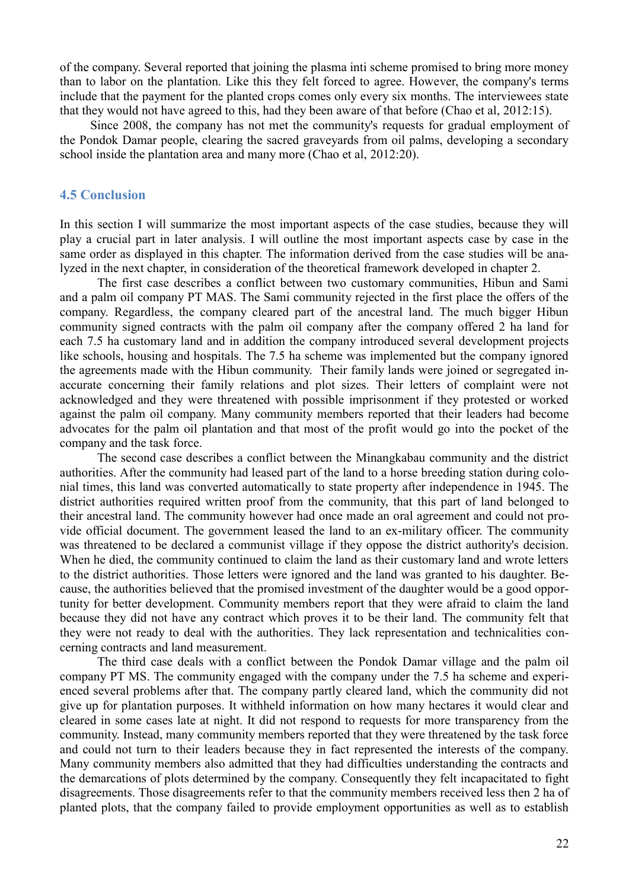of the company. Several reported that joining the plasma inti scheme promised to bring more money than to labor on the plantation. Like this they felt forced to agree. However, the company's terms include that the payment for the planted crops comes only every six months. The interviewees state that they would not have agreed to this, had they been aware of that before (Chao et al, 2012:15).

Since 2008, the company has not met the community's requests for gradual employment of the Pondok Damar people, clearing the sacred graveyards from oil palms, developing a secondary school inside the plantation area and many more (Chao et al, 2012:20).

## 4.5 Conclusion

In this section I will summarize the most important aspects of the case studies, because they will play a crucial part in later analysis. I will outline the most important aspects case by case in the same order as displayed in this chapter. The information derived from the case studies will be analyzed in the next chapter, in consideration of the theoretical framework developed in chapter 2.

The first case describes a conflict between two customary communities, Hibun and Sami and a palm oil company PT MAS. The Sami community rejected in the first place the offers of the company. Regardless, the company cleared part of the ancestral land. The much bigger Hibun community signed contracts with the palm oil company after the company offered 2 ha land for each 7.5 ha customary land and in addition the company introduced several development projects like schools, housing and hospitals. The 7.5 ha scheme was implemented but the company ignored the agreements made with the Hibun community. Their family lands were joined or segregated inaccurate concerning their family relations and plot sizes. Their letters of complaint were not acknowledged and they were threatened with possible imprisonment if they protested or worked against the palm oil company. Many community members reported that their leaders had become advocates for the palm oil plantation and that most of the profit would go into the pocket of the company and the task force.

The second case describes a conflict between the Minangkabau community and the district authorities. After the community had leased part of the land to a horse breeding station during colonial times, this land was converted automatically to state property after independence in 1945. The district authorities required written proof from the community, that this part of land belonged to their ancestral land. The community however had once made an oral agreement and could not provide official document. The government leased the land to an ex-military officer. The community was threatened to be declared a communist village if they oppose the district authority's decision. When he died, the community continued to claim the land as their customary land and wrote letters to the district authorities. Those letters were ignored and the land was granted to his daughter. Because, the authorities believed that the promised investment of the daughter would be a good opportunity for better development. Community members report that they were afraid to claim the land because they did not have any contract which proves it to be their land. The community felt that they were not ready to deal with the authorities. They lack representation and technicalities concerning contracts and land measurement.

The third case deals with a conflict between the Pondok Damar village and the palm oil company PT MS. The community engaged with the company under the 7.5 ha scheme and experienced several problems after that. The company partly cleared land, which the community did not give up for plantation purposes. It withheld information on how many hectares it would clear and cleared in some cases late at night. It did not respond to requests for more transparency from the community. Instead, many community members reported that they were threatened by the task force and could not turn to their leaders because they in fact represented the interests of the company. Many community members also admitted that they had difficulties understanding the contracts and the demarcations of plots determined by the company. Consequently they felt incapacitated to fight disagreements. Those disagreements refer to that the community members received less then 2 ha of planted plots, that the company failed to provide employment opportunities as well as to establish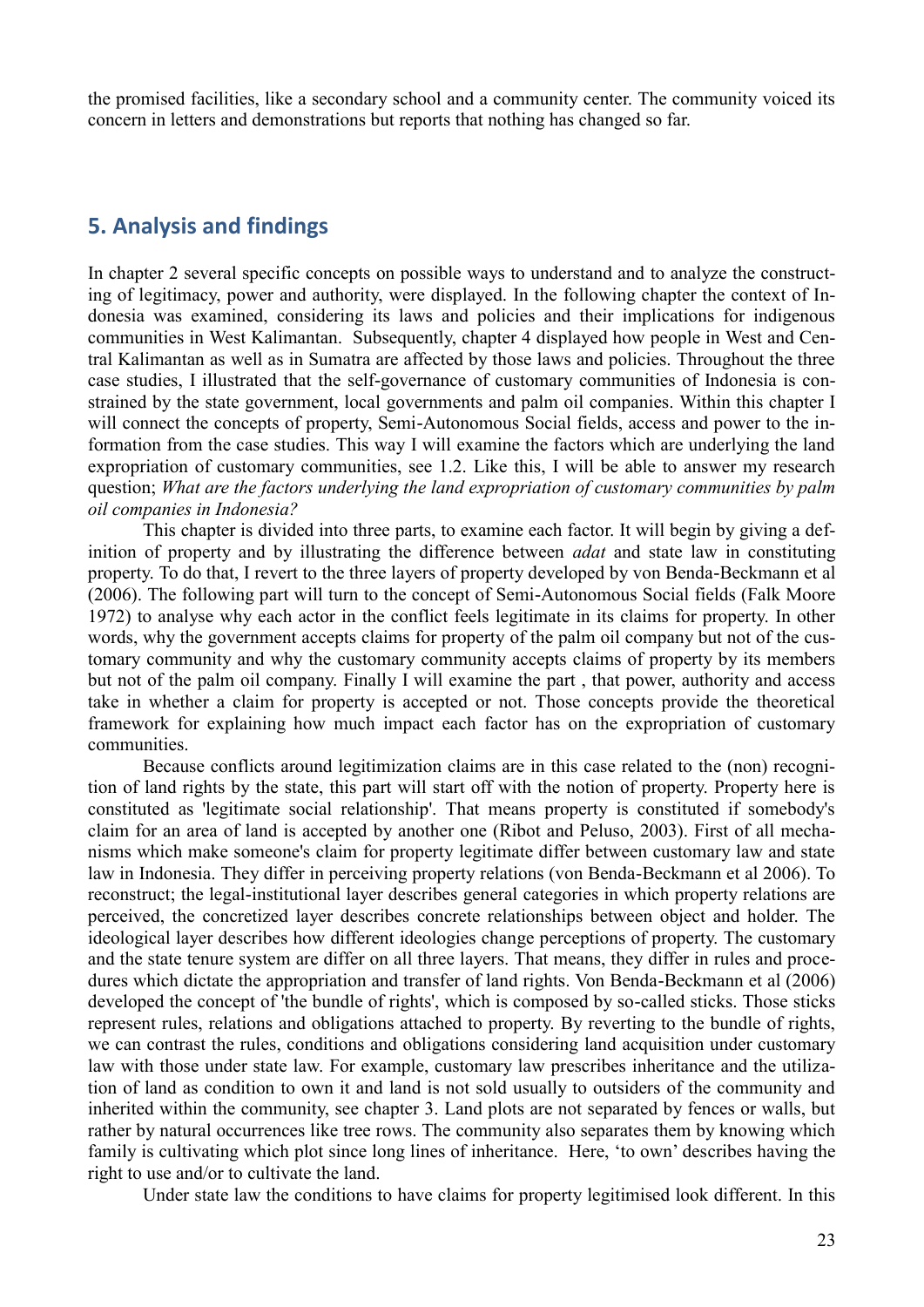the promised facilities, like a secondary school and a community center. The community voiced its concern in letters and demonstrations but reports that nothing has changed so far.

## 5. Analysis and findings

In chapter 2 several specific concepts on possible ways to understand and to analyze the constructing of legitimacy, power and authority, were displayed. In the following chapter the context of Indonesia was examined, considering its laws and policies and their implications for indigenous communities in West Kalimantan. Subsequently, chapter 4 displayed how people in West and Central Kalimantan as well as in Sumatra are affected by those laws and policies. Throughout the three case studies, I illustrated that the self-governance of customary communities of Indonesia is constrained by the state government, local governments and palm oil companies. Within this chapter I will connect the concepts of property, Semi-Autonomous Social fields, access and power to the information from the case studies. This way I will examine the factors which are underlying the land expropriation of customary communities, see 1.2. Like this, I will be able to answer my research question; *What are the factors underlying the land expropriation of customary communities by palm oil companies in Indonesia?*

This chapter is divided into three parts, to examine each factor. It will begin by giving a definition of property and by illustrating the difference between *adat* and state law in constituting property. To do that, I revert to the three layers of property developed by von Benda-Beckmann et al (2006). The following part will turn to the concept of Semi-Autonomous Social fields (Falk Moore 1972) to analyse why each actor in the conflict feels legitimate in its claims for property. In other words, why the government accepts claims for property of the palm oil company but not of the customary community and why the customary community accepts claims of property by its members but not of the palm oil company. Finally I will examine the part , that power, authority and access take in whether a claim for property is accepted or not. Those concepts provide the theoretical framework for explaining how much impact each factor has on the expropriation of customary communities.

Because conflicts around legitimization claims are in this case related to the (non) recognition of land rights by the state, this part will start off with the notion of property. Property here is constituted as 'legitimate social relationship'. That means property is constituted if somebody's claim for an area of land is accepted by another one (Ribot and Peluso, 2003). First of all mechanisms which make someone's claim for property legitimate differ between customary law and state law in Indonesia. They differ in perceiving property relations (von Benda-Beckmann et al 2006). To reconstruct; the legal-institutional layer describes general categories in which property relations are perceived, the concretized layer describes concrete relationships between object and holder. The ideological layer describes how different ideologies change perceptions of property. The customary and the state tenure system are differ on all three layers. That means, they differ in rules and procedures which dictate the appropriation and transfer of land rights. Von Benda-Beckmann et al (2006) developed the concept of 'the bundle of rights', which is composed by so-called sticks. Those sticks represent rules, relations and obligations attached to property. By reverting to the bundle of rights, we can contrast the rules, conditions and obligations considering land acquisition under customary law with those under state law. For example, customary law prescribes inheritance and the utilization of land as condition to own it and land is not sold usually to outsiders of the community and inherited within the community, see chapter 3. Land plots are not separated by fences or walls, but rather by natural occurrences like tree rows. The community also separates them by knowing which family is cultivating which plot since long lines of inheritance. Here, 'to own' describes having the right to use and/or to cultivate the land.

Under state law the conditions to have claims for property legitimised look different. In this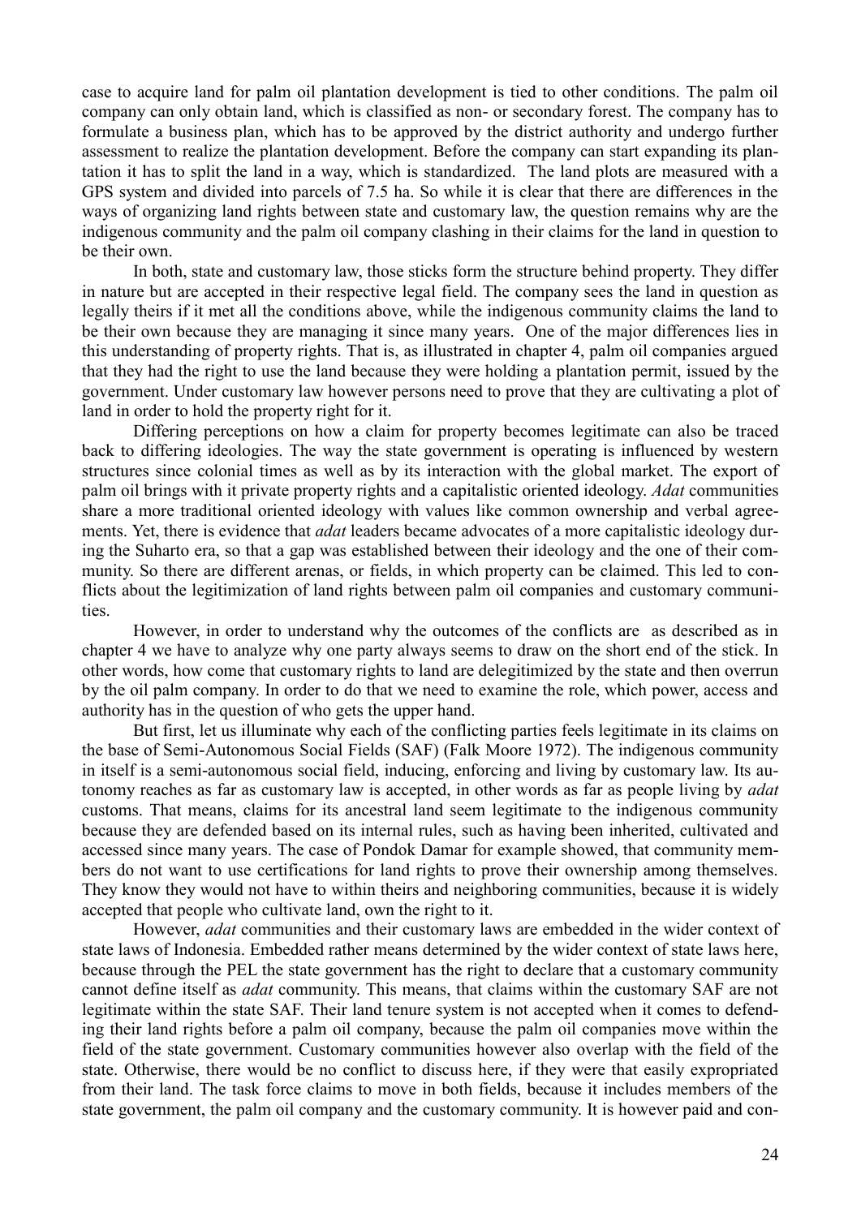case to acquire land for palm oil plantation development is tied to other conditions. The palm oil company can only obtain land, which is classified as non- or secondary forest. The company has to formulate a business plan, which has to be approved by the district authority and undergo further assessment to realize the plantation development. Before the company can start expanding its plantation it has to split the land in a way, which is standardized. The land plots are measured with a GPS system and divided into parcels of 7.5 ha. So while it is clear that there are differences in the ways of organizing land rights between state and customary law, the question remains why are the indigenous community and the palm oil company clashing in their claims for the land in question to be their own.

In both, state and customary law, those sticks form the structure behind property. They differ in nature but are accepted in their respective legal field. The company sees the land in question as legally theirs if it met all the conditions above, while the indigenous community claims the land to be their own because they are managing it since many years. One of the major differences lies in this understanding of property rights. That is, as illustrated in chapter 4, palm oil companies argued that they had the right to use the land because they were holding a plantation permit, issued by the government. Under customary law however persons need to prove that they are cultivating a plot of land in order to hold the property right for it.

Differing perceptions on how a claim for property becomes legitimate can also be traced back to differing ideologies. The way the state government is operating is influenced by western structures since colonial times as well as by its interaction with the global market. The export of palm oil brings with it private property rights and a capitalistic oriented ideology. *Adat* communities share a more traditional oriented ideology with values like common ownership and verbal agreements. Yet, there is evidence that *adat* leaders became advocates of a more capitalistic ideology during the Suharto era, so that a gap was established between their ideology and the one of their community. So there are different arenas, or fields, in which property can be claimed. This led to conflicts about the legitimization of land rights between palm oil companies and customary communities.

However, in order to understand why the outcomes of the conflicts are as described as in chapter 4 we have to analyze why one party always seems to draw on the short end of the stick. In other words, how come that customary rights to land are delegitimized by the state and then overrun by the oil palm company. In order to do that we need to examine the role, which power, access and authority has in the question of who gets the upper hand.

But first, let us illuminate why each of the conflicting parties feels legitimate in its claims on the base of Semi-Autonomous Social Fields (SAF) (Falk Moore 1972). The indigenous community in itself is a semi-autonomous social field, inducing, enforcing and living by customary law. Its autonomy reaches as far as customary law is accepted, in other words as far as people living by *adat* customs. That means, claims for its ancestral land seem legitimate to the indigenous community because they are defended based on its internal rules, such as having been inherited, cultivated and accessed since many years. The case of Pondok Damar for example showed, that community members do not want to use certifications for land rights to prove their ownership among themselves. They know they would not have to within theirs and neighboring communities, because it is widely accepted that people who cultivate land, own the right to it.

However, *adat* communities and their customary laws are embedded in the wider context of state laws of Indonesia. Embedded rather means determined by the wider context of state laws here, because through the PEL the state government has the right to declare that a customary community cannot define itself as *adat* community. This means, that claims within the customary SAF are not legitimate within the state SAF. Their land tenure system is not accepted when it comes to defending their land rights before a palm oil company, because the palm oil companies move within the field of the state government. Customary communities however also overlap with the field of the state. Otherwise, there would be no conflict to discuss here, if they were that easily expropriated from their land. The task force claims to move in both fields, because it includes members of the state government, the palm oil company and the customary community. It is however paid and con-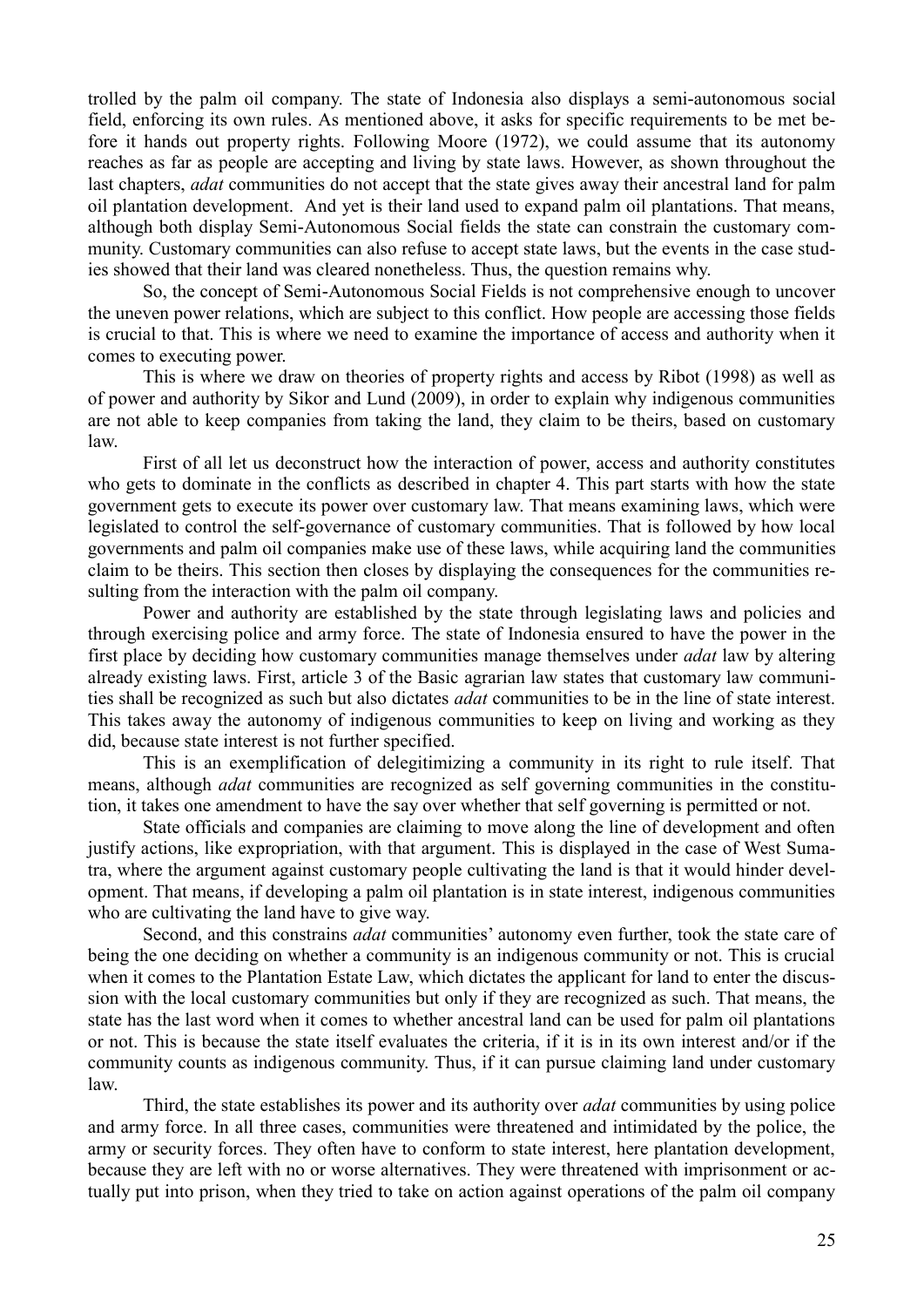trolled by the palm oil company. The state of Indonesia also displays a semi-autonomous social field, enforcing its own rules. As mentioned above, it asks for specific requirements to be met before it hands out property rights. Following Moore (1972), we could assume that its autonomy reaches as far as people are accepting and living by state laws. However, as shown throughout the last chapters, *adat* communities do not accept that the state gives away their ancestral land for palm oil plantation development. And yet is their land used to expand palm oil plantations. That means, although both display Semi-Autonomous Social fields the state can constrain the customary community. Customary communities can also refuse to accept state laws, but the events in the case studies showed that their land was cleared nonetheless. Thus, the question remains why.

So, the concept of Semi-Autonomous Social Fields is not comprehensive enough to uncover the uneven power relations, which are subject to this conflict. How people are accessing those fields is crucial to that. This is where we need to examine the importance of access and authority when it comes to executing power.

This is where we draw on theories of property rights and access by Ribot (1998) as well as of power and authority by Sikor and Lund (2009), in order to explain why indigenous communities are not able to keep companies from taking the land, they claim to be theirs, based on customary law.

First of all let us deconstruct how the interaction of power, access and authority constitutes who gets to dominate in the conflicts as described in chapter 4. This part starts with how the state government gets to execute its power over customary law. That means examining laws, which were legislated to control the self-governance of customary communities. That is followed by how local governments and palm oil companies make use of these laws, while acquiring land the communities claim to be theirs. This section then closes by displaying the consequences for the communities resulting from the interaction with the palm oil company.

Power and authority are established by the state through legislating laws and policies and through exercising police and army force. The state of Indonesia ensured to have the power in the first place by deciding how customary communities manage themselves under *adat* law by altering already existing laws. First, article 3 of the Basic agrarian law states that customary law communities shall be recognized as such but also dictates *adat* communities to be in the line of state interest. This takes away the autonomy of indigenous communities to keep on living and working as they did, because state interest is not further specified.

This is an exemplification of delegitimizing a community in its right to rule itself. That means, although *adat* communities are recognized as self governing communities in the constitution, it takes one amendment to have the say over whether that self governing is permitted or not.

State officials and companies are claiming to move along the line of development and often justify actions, like expropriation, with that argument. This is displayed in the case of West Sumatra, where the argument against customary people cultivating the land is that it would hinder development. That means, if developing a palm oil plantation is in state interest, indigenous communities who are cultivating the land have to give way.

Second, and this constrains *adat* communities' autonomy even further, took the state care of being the one deciding on whether a community is an indigenous community or not. This is crucial when it comes to the Plantation Estate Law, which dictates the applicant for land to enter the discussion with the local customary communities but only if they are recognized as such. That means, the state has the last word when it comes to whether ancestral land can be used for palm oil plantations or not. This is because the state itself evaluates the criteria, if it is in its own interest and/or if the community counts as indigenous community. Thus, if it can pursue claiming land under customary law.

Third, the state establishes its power and its authority over *adat* communities by using police and army force. In all three cases, communities were threatened and intimidated by the police, the army or security forces. They often have to conform to state interest, here plantation development, because they are left with no or worse alternatives. They were threatened with imprisonment or actually put into prison, when they tried to take on action against operations of the palm oil company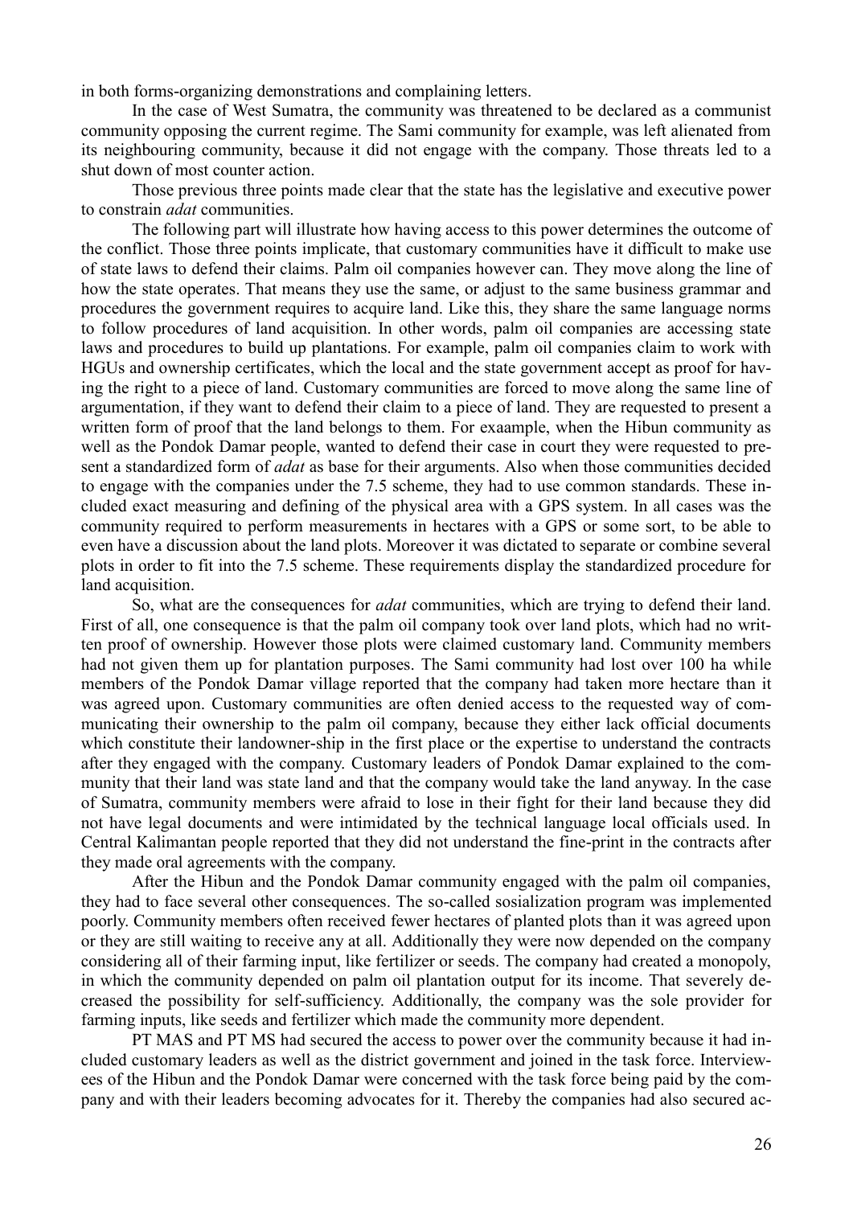in both forms-organizing demonstrations and complaining letters.

In the case of West Sumatra, the community was threatened to be declared as a communist community opposing the current regime. The Sami community for example, was left alienated from its neighbouring community, because it did not engage with the company. Those threats led to a shut down of most counter action.

Those previous three points made clear that the state has the legislative and executive power to constrain *adat* communities.

The following part will illustrate how having access to this power determines the outcome of the conflict. Those three points implicate, that customary communities have it difficult to make use of state laws to defend their claims. Palm oil companies however can. They move along the line of how the state operates. That means they use the same, or adjust to the same business grammar and procedures the government requires to acquire land. Like this, they share the same language norms to follow procedures of land acquisition. In other words, palm oil companies are accessing state laws and procedures to build up plantations. For example, palm oil companies claim to work with HGUs and ownership certificates, which the local and the state government accept as proof for having the right to a piece of land. Customary communities are forced to move along the same line of argumentation, if they want to defend their claim to a piece of land. They are requested to present a written form of proof that the land belongs to them. For exaample, when the Hibun community as well as the Pondok Damar people, wanted to defend their case in court they were requested to present a standardized form of *adat* as base for their arguments. Also when those communities decided to engage with the companies under the 7.5 scheme, they had to use common standards. These included exact measuring and defining of the physical area with a GPS system. In all cases was the community required to perform measurements in hectares with a GPS or some sort, to be able to even have a discussion about the land plots. Moreover it was dictated to separate or combine several plots in order to fit into the 7.5 scheme. These requirements display the standardized procedure for land acquisition.

So, what are the consequences for *adat* communities, which are trying to defend their land. First of all, one consequence is that the palm oil company took over land plots, which had no written proof of ownership. However those plots were claimed customary land. Community members had not given them up for plantation purposes. The Sami community had lost over 100 ha while members of the Pondok Damar village reported that the company had taken more hectare than it was agreed upon. Customary communities are often denied access to the requested way of communicating their ownership to the palm oil company, because they either lack official documents which constitute their landowner-ship in the first place or the expertise to understand the contracts after they engaged with the company. Customary leaders of Pondok Damar explained to the community that their land was state land and that the company would take the land anyway. In the case of Sumatra, community members were afraid to lose in their fight for their land because they did not have legal documents and were intimidated by the technical language local officials used. In Central Kalimantan people reported that they did not understand the fine-print in the contracts after they made oral agreements with the company.

After the Hibun and the Pondok Damar community engaged with the palm oil companies, they had to face several other consequences. The so-called sosialization program was implemented poorly. Community members often received fewer hectares of planted plots than it was agreed upon or they are still waiting to receive any at all. Additionally they were now depended on the company considering all of their farming input, like fertilizer or seeds. The company had created a monopoly, in which the community depended on palm oil plantation output for its income. That severely decreased the possibility for self-sufficiency. Additionally, the company was the sole provider for farming inputs, like seeds and fertilizer which made the community more dependent.

PT MAS and PT MS had secured the access to power over the community because it had included customary leaders as well as the district government and joined in the task force. Interviewees of the Hibun and the Pondok Damar were concerned with the task force being paid by the company and with their leaders becoming advocates for it. Thereby the companies had also secured ac-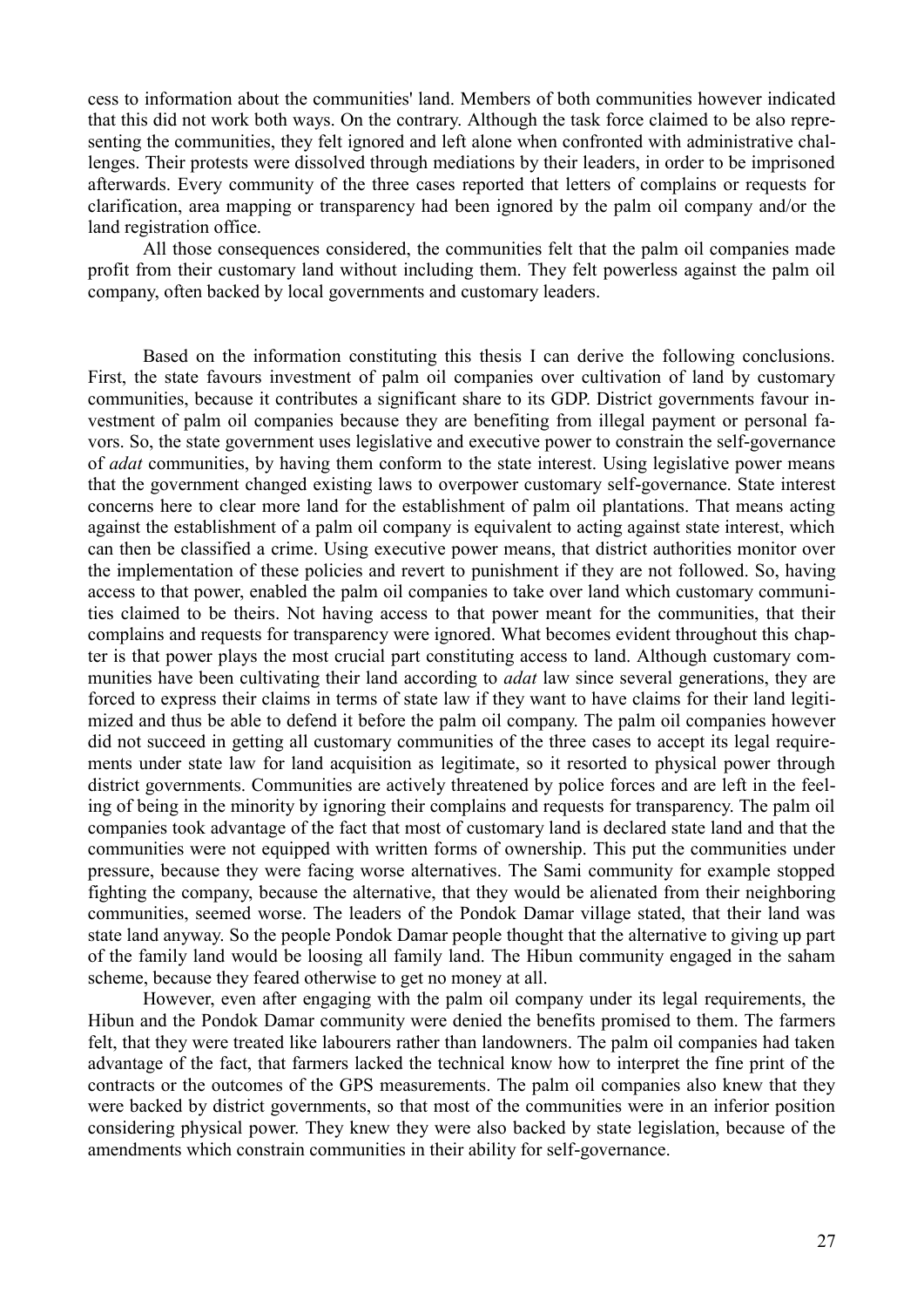cess to information about the communities' land. Members of both communities however indicated that this did not work both ways. On the contrary. Although the task force claimed to be also representing the communities, they felt ignored and left alone when confronted with administrative challenges. Their protests were dissolved through mediations by their leaders, in order to be imprisoned afterwards. Every community of the three cases reported that letters of complains or requests for clarification, area mapping or transparency had been ignored by the palm oil company and/or the land registration office.

All those consequences considered, the communities felt that the palm oil companies made profit from their customary land without including them. They felt powerless against the palm oil company, often backed by local governments and customary leaders.

Based on the information constituting this thesis I can derive the following conclusions. First, the state favours investment of palm oil companies over cultivation of land by customary communities, because it contributes a significant share to its GDP. District governments favour investment of palm oil companies because they are benefiting from illegal payment or personal favors. So, the state government uses legislative and executive power to constrain the self-governance of *adat* communities, by having them conform to the state interest. Using legislative power means that the government changed existing laws to overpower customary self-governance. State interest concerns here to clear more land for the establishment of palm oil plantations. That means acting against the establishment of a palm oil company is equivalent to acting against state interest, which can then be classified a crime. Using executive power means, that district authorities monitor over the implementation of these policies and revert to punishment if they are not followed. So, having access to that power, enabled the palm oil companies to take over land which customary communities claimed to be theirs. Not having access to that power meant for the communities, that their complains and requests for transparency were ignored. What becomes evident throughout this chapter is that power plays the most crucial part constituting access to land. Although customary communities have been cultivating their land according to *adat* law since several generations, they are forced to express their claims in terms of state law if they want to have claims for their land legitimized and thus be able to defend it before the palm oil company. The palm oil companies however did not succeed in getting all customary communities of the three cases to accept its legal requirements under state law for land acquisition as legitimate, so it resorted to physical power through district governments. Communities are actively threatened by police forces and are left in the feeling of being in the minority by ignoring their complains and requests for transparency. The palm oil companies took advantage of the fact that most of customary land is declared state land and that the communities were not equipped with written forms of ownership. This put the communities under pressure, because they were facing worse alternatives. The Sami community for example stopped fighting the company, because the alternative, that they would be alienated from their neighboring communities, seemed worse. The leaders of the Pondok Damar village stated, that their land was state land anyway. So the people Pondok Damar people thought that the alternative to giving up part of the family land would be loosing all family land. The Hibun community engaged in the saham scheme, because they feared otherwise to get no money at all.

However, even after engaging with the palm oil company under its legal requirements, the Hibun and the Pondok Damar community were denied the benefits promised to them. The farmers felt, that they were treated like labourers rather than landowners. The palm oil companies had taken advantage of the fact, that farmers lacked the technical know how to interpret the fine print of the contracts or the outcomes of the GPS measurements. The palm oil companies also knew that they were backed by district governments, so that most of the communities were in an inferior position considering physical power. They knew they were also backed by state legislation, because of the amendments which constrain communities in their ability for self-governance.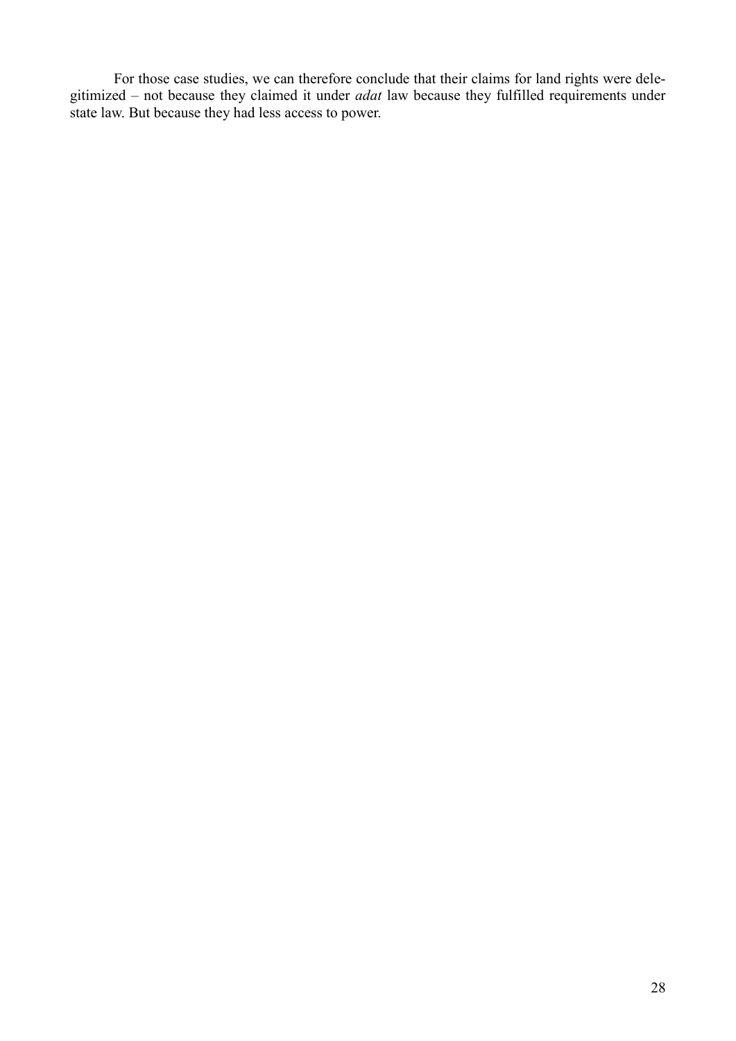For those case studies, we can therefore conclude that their claims for land rights were delegitimized – not because they claimed it under *adat* law because they fulfilled requirements under state law. But because they had less access to power.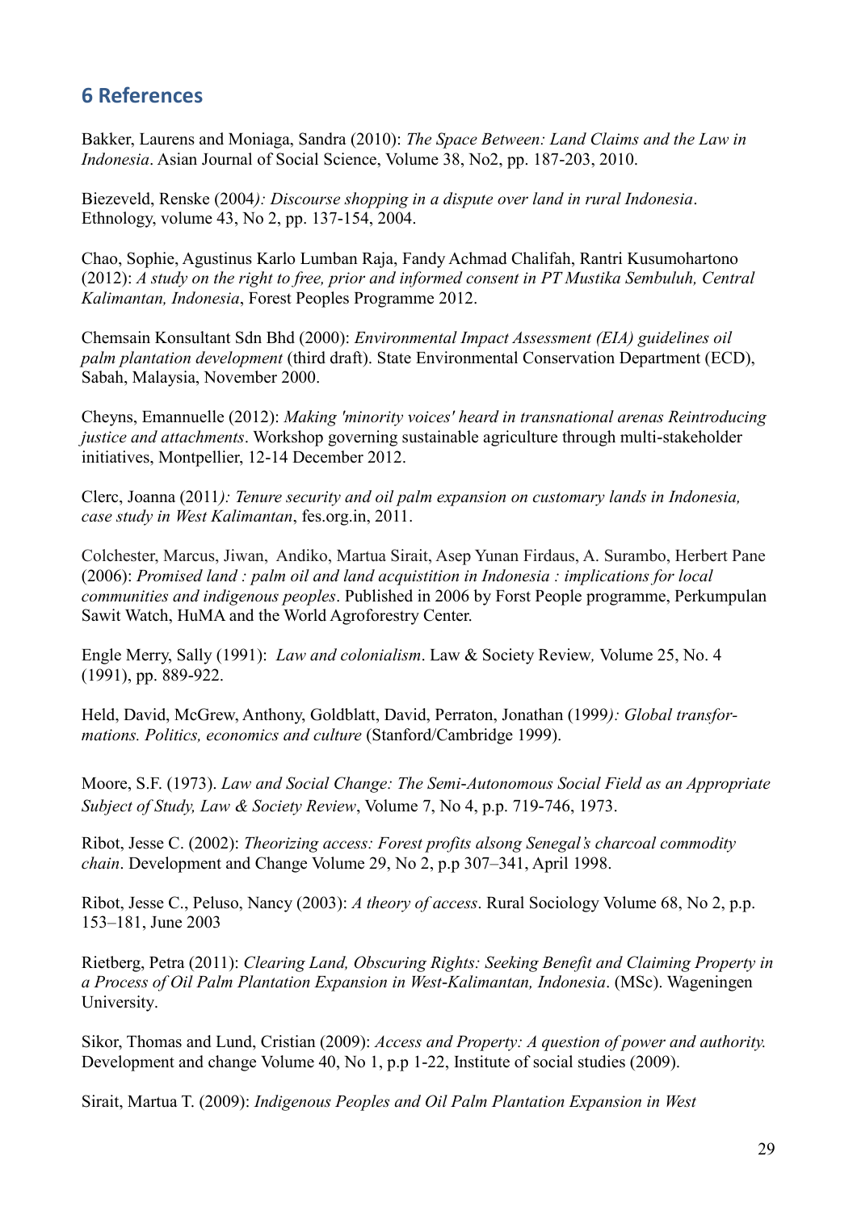## 6 References

Bakker, Laurens and Moniaga, Sandra (2010): *The Space Between: Land Claims and the Law in Indonesia*. Asian Journal of Social Science, Volume 38, No2, pp. 187-203, 2010.

Biezeveld, Renske (2004*): Discourse shopping in a dispute over land in rural Indonesia*. Ethnology, volume 43, No 2, pp. 137-154, 2004.

Chao, Sophie, Agustinus Karlo Lumban Raja, Fandy Achmad Chalifah, Rantri Kusumohartono (2012): *A study on the right to free, prior and informed consent in PT Mustika Sembuluh, Central Kalimantan, Indonesia*, Forest Peoples Programme 2012.

Chemsain Konsultant Sdn Bhd (2000): *Environmental Impact Assessment (EIA) guidelines oil palm plantation development* (third draft). State Environmental Conservation Department (ECD), Sabah, Malaysia, November 2000.

Cheyns, Emannuelle (2012): *Making 'minority voices' heard in transnational arenas Reintroducing justice and attachments*. Workshop governing sustainable agriculture through multi-stakeholder initiatives, Montpellier, 12-14 December 2012.

Clerc, Joanna (2011*): Tenure security and oil palm expansion on customary lands in Indonesia, case study in West Kalimantan*, fes.org.in, 2011.

Colchester, Marcus, Jiwan, Andiko, Martua Sirait, Asep Yunan Firdaus, A. Surambo, Herbert Pane (2006): *Promised land : palm oil and land acquistition in Indonesia : implications for local communities and indigenous peoples*. Published in 2006 by Forst People programme, Perkumpulan Sawit Watch, HuMA and the World Agroforestry Center.

Engle Merry, Sally (1991): *Law and colonialism*. Law & Society Review*,* Volume 25, No. 4 (1991), pp. 889-922.

Held, David, McGrew, Anthony, Goldblatt, David, Perraton, Jonathan (1999*): Global transformations. Politics, economics and culture* (Stanford/Cambridge 1999).

Moore, S.F. (1973). *Law and Social Change: The Semi-Autonomous Social Field as an Appropriate Subject of Study, Law & Society Review*, Volume 7, No 4, p.p. 719-746, 1973.

Ribot, Jesse C. (2002): *Theorizing access: Forest profits alsong Senegal's charcoal commodity chain*. Development and Change Volume 29, No 2, p.p 307–341, April 1998.

Ribot, Jesse C., Peluso, Nancy (2003): *A theory of access*. Rural Sociology Volume 68, No 2, p.p. 153–181, June 2003

Rietberg, Petra (2011): *Clearing Land, Obscuring Rights: Seeking Benefit and Claiming Property in a Process of Oil Palm Plantation Expansion in West-Kalimantan, Indonesia*. (MSc). Wageningen University.

Sikor, Thomas and Lund, Cristian (2009): *Access and Property: A question of power and authority.* Development and change Volume 40, No 1, p.p 1-22, Institute of social studies (2009).

Sirait, Martua T. (2009): *Indigenous Peoples and Oil Palm Plantation Expansion in West*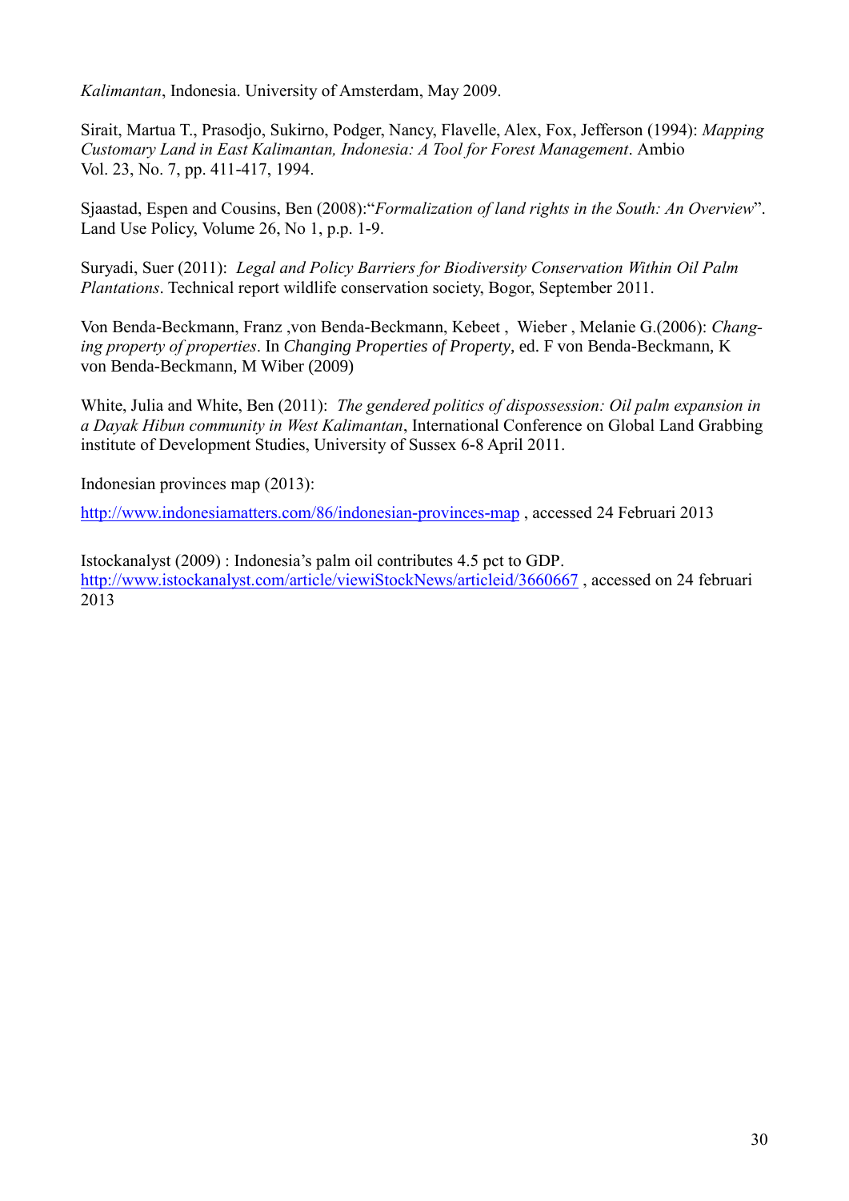*Kalimantan*, Indonesia. University of Amsterdam, May 2009.

Sirait, Martua T., Prasodjo, Sukirno, Podger, Nancy, Flavelle, Alex, Fox, Jefferson (1994): *Mapping Customary Land in East Kalimantan, Indonesia: A Tool for Forest Management*. Ambio Vol. 23, No. 7, pp. 411-417, 1994.

Sjaastad, Espen and Cousins, Ben (2008):"*Formalization of land rights in the South: An Overview*". Land Use Policy, Volume 26, No 1, p.p. 1-9.

Suryadi, Suer (2011): *Legal and Policy Barriers for Biodiversity Conservation Within Oil Palm Plantations*. Technical report wildlife conservation society, Bogor, September 2011.

Von Benda-Beckmann, Franz ,von Benda-Beckmann, Kebeet , Wieber , Melanie G.(2006): *Changing property of properties*. In *Changing Properties of Property*, ed. F von Benda-Beckmann, K von Benda-Beckmann, M Wiber (2009)

White, Julia and White, Ben (2011): *The gendered politics of dispossession: Oil palm expansion in a Dayak Hibun community in West Kalimantan*, International Conference on Global Land Grabbing institute of Development Studies, University of Sussex 6-8 April 2011.

Indonesian provinces map (2013):

http://www.indonesiamatters.com/86/indonesian-provinces-map , accessed 24 Februari 2013

Istockanalyst (2009) : Indonesia's palm oil contributes 4.5 pct to GDP. http://www.istockanalyst.com/article/viewiStockNews/articleid/3660667 , accessed on 24 februari 2013